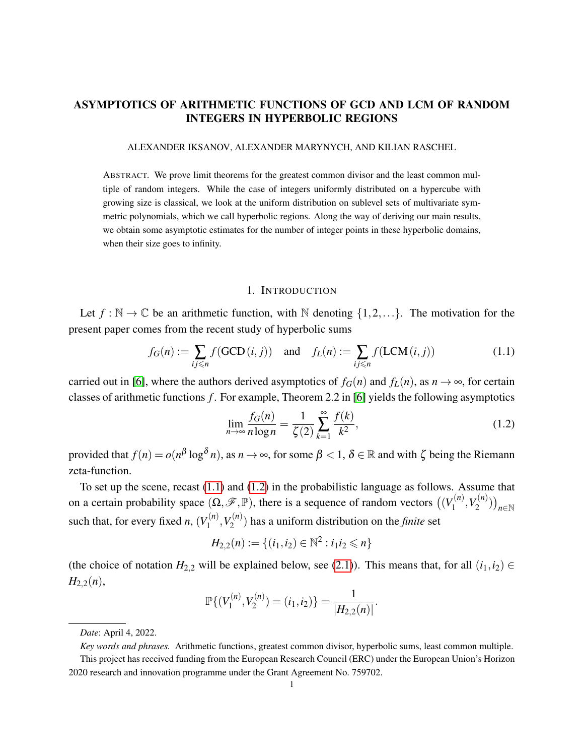# ASYMPTOTICS OF ARITHMETIC FUNCTIONS OF GCD AND LCM OF RANDOM INTEGERS IN HYPERBOLIC REGIONS

ALEXANDER IKSANOV, ALEXANDER MARYNYCH, AND KILIAN RASCHEL

ABSTRACT. We prove limit theorems for the greatest common divisor and the least common multiple of random integers. While the case of integers uniformly distributed on a hypercube with growing size is classical, we look at the uniform distribution on sublevel sets of multivariate symmetric polynomials, which we call hyperbolic regions. Along the way of deriving our main results, we obtain some asymptotic estimates for the number of integer points in these hyperbolic domains, when their size goes to infinity.

## 1. INTRODUCTION

Let $f : \mathbb{N} \to \mathbb{C}$ be an arithmetic function, with $\mathbb{N}$ denoting $\{1, 2, \ldots\}$. The motivation for the present paper comes from the recent study of hyperbolic sums

$$f_G(n) := \sum_{ij \leqslant n} f(\mathrm{GCD}\,(i, j)) \quad \text{and} \quad f_L(n) := \sum_{ij \leqslant n} f(\mathrm{LCM}\,(i, j)) \tag{1.1}$$

carried out in [6], where the authors derived asymptotics of $f_G(n)$ and $f_L(n)$, as $n \to \infty$, for certain classes of arithmetic functions $f$. For example, Theorem 2.2 in [6] yields the following asymptotics

$$\lim_{n \to \infty} \frac{f_G(n)}{n \log n} = \frac{1}{\zeta(2)} \sum_{k=1}^{\infty} \frac{f(k)}{k^2}, \tag{1.2}$$

provided that $f(n) = o(n^{\beta} \log^{\delta} n)$, as $n \to \infty$, for some $\beta < 1$, $\delta \in \mathbb{R}$ and with $\zeta$ being the Riemann zeta-function.

To set up the scene, recast (1.1) and (1.2) in the probabilistic language as follows. Assume that on a certain probability space $(\Omega, \mathscr{F}, \mathbb{P})$, there is a sequence of random vectors $\big((V_1^{(n)}, V_2^{(n)})\big)_{n \in \mathbb{N}}$ such that, for every fixed $n$, $(V_1^{(n)}, V_2^{(n)})$ has a uniform distribution on the *finite* set

$$H_{2,2}(n) := \{(i_1, i_2) \in \mathbb{N}^2 : i_1 i_2 \leqslant n\}$$

(the choice of notation $H_{2,2}$ will be explained below, see (2.1)). This means that, for all $(i_1, i_2) \in H_{2,2}(n)$,

$$\mathbb{P}\{(V_1^{(n)}, V_2^{(n)}) = (i_1, i_2)\} = \frac{1}{|H_{2,2}(n)|}.$$

---

*Date*: April 4, 2022.

*Key words and phrases.* Arithmetic functions, greatest common divisor, hyperbolic sums, least common multiple.

This project has received funding from the European Research Council (ERC) under the European Union's Horizon 2020 research and innovation programme under the Grant Agreement No. 759702.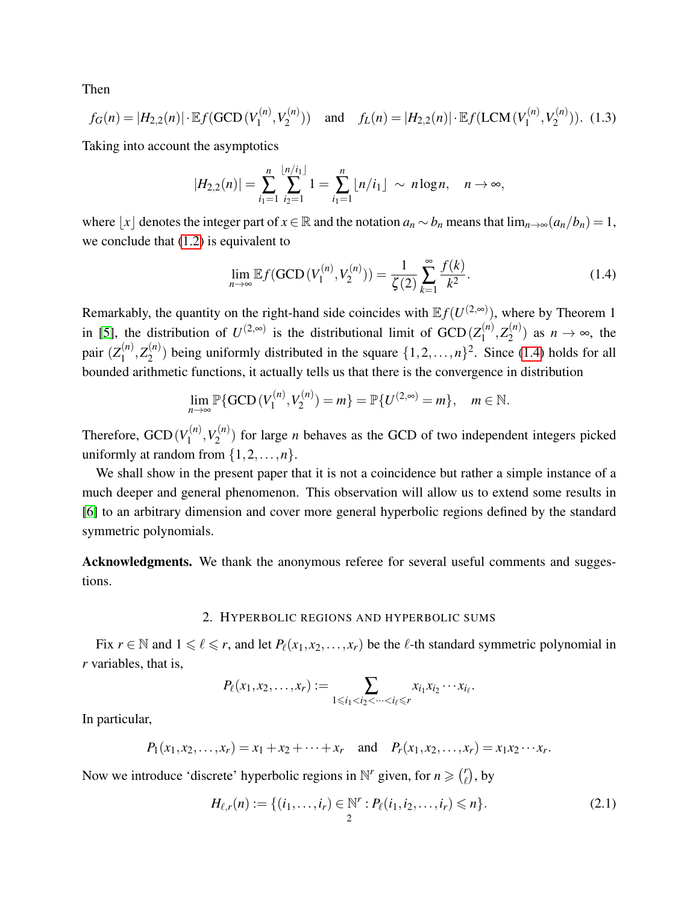Then

$$f_G(n) = |H_{2,2}(n)| \cdot \mathbb{E} f(\mathrm{GCD}\,(V_1^{(n)}, V_2^{(n)})) \quad \text{and} \quad f_L(n) = |H_{2,2}(n)| \cdot \mathbb{E} f(\mathrm{LCM}\,(V_1^{(n)}, V_2^{(n)})). \tag{1.3}$$

Taking into account the asymptotics

$$|H_{2,2}(n)| = \sum_{i_1=1}^{n} \sum_{i_2=1}^{\lfloor n/i_1 \rfloor} 1 = \sum_{i_1=1}^{n} \lfloor n/i_1 \rfloor \ \sim \ n \log n, \quad n \to \infty,$$

where $\lfloor x \rfloor$ denotes the integer part of $x \in \mathbb{R}$ and the notation $a_n \sim b_n$ means that $\lim_{n\to\infty}(a_n/b_n) = 1$, we conclude that (1.2) is equivalent to

$$\lim_{n\to\infty} \mathbb{E} f(\mathrm{GCD}\,(V_1^{(n)}, V_2^{(n)})) = \frac{1}{\zeta(2)} \sum_{k=1}^{\infty} \frac{f(k)}{k^2}. \tag{1.4}$$

Remarkably, the quantity on the right-hand side coincides with $\mathbb{E} f(U^{(2,\infty)})$, where by Theorem 1 in [5], the distribution of $U^{(2,\infty)}$ is the distributional limit of $\mathrm{GCD}\,(Z_1^{(n)}, Z_2^{(n)})$ as $n \to \infty$, the pair $(Z_1^{(n)}, Z_2^{(n)})$ being uniformly distributed in the square $\{1, 2, \ldots, n\}^2$. Since (1.4) holds for all bounded arithmetic functions, it actually tells us that there is the convergence in distribution

$$\lim_{n\to\infty} \mathbb{P}\{\mathrm{GCD}\,(V_1^{(n)}, V_2^{(n)}) = m\} = \mathbb{P}\{U^{(2,\infty)} = m\}, \quad m \in \mathbb{N}.$$

Therefore, $\mathrm{GCD}\,(V_1^{(n)}, V_2^{(n)})$ for large $n$ behaves as the GCD of two independent integers picked uniformly at random from $\{1, 2, \ldots, n\}$.

We shall show in the present paper that it is not a coincidence but rather a simple instance of a much deeper and general phenomenon. This observation will allow us to extend some results in [6] to an arbitrary dimension and cover more general hyperbolic regions defined by the standard symmetric polynomials.

**Acknowledgments.** We thank the anonymous referee for several useful comments and suggestions.

## 2. Hyperbolic regions and hyperbolic sums

Fix $r \in \mathbb{N}$ and $1 \leqslant \ell \leqslant r$, and let $P_\ell(x_1, x_2, \ldots, x_r)$ be the $\ell$-th standard symmetric polynomial in $r$ variables, that is,

$$P_\ell(x_1, x_2, \ldots, x_r) := \sum_{1 \leqslant i_1 < i_2 < \cdots < i_\ell \leqslant r} x_{i_1} x_{i_2} \cdots x_{i_\ell}.$$

In particular,

$$P_1(x_1, x_2, \ldots, x_r) = x_1 + x_2 + \cdots + x_r \quad \text{and} \quad P_r(x_1, x_2, \ldots, x_r) = x_1 x_2 \cdots x_r.$$

Now we introduce 'discrete' hyperbolic regions in $\mathbb{N}^r$ given, for $n \geqslant \binom{r}{\ell}$, by

$$H_{\ell,r}(n) := \{(i_1, \ldots, i_r) \in \mathbb{N}^r : P_\ell(i_1, i_2, \ldots, i_r) \leqslant n\}. \tag{2.1}$$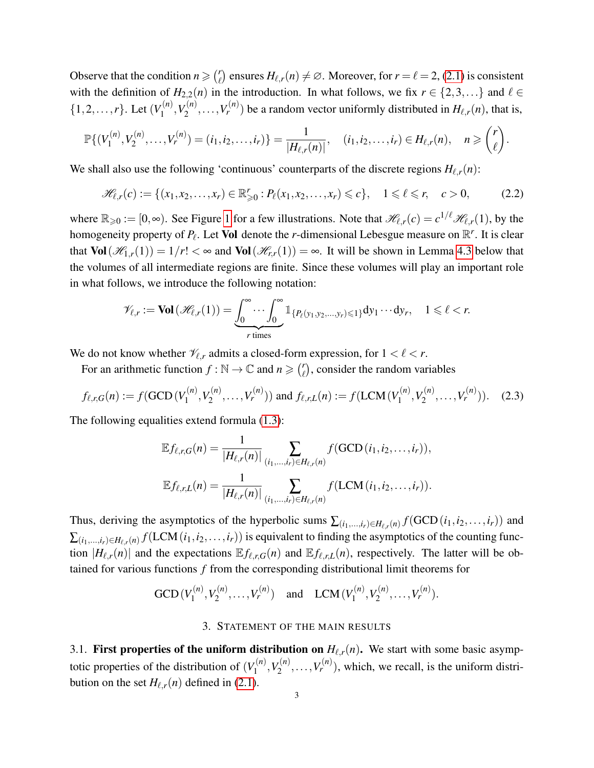Observe that the condition $n \geqslant \binom{r}{\ell}$ ensures $H_{\ell,r}(n) \neq \varnothing$. Moreover, for $r = \ell = 2$, (2.1) is consistent with the definition of $H_{2,2}(n)$ in the introduction. In what follows, we fix $r \in \{2,3,\dots\}$ and $\ell \in \{1,2,\dots,r\}$. Let $(V_1^{(n)}, V_2^{(n)}, \dots, V_r^{(n)})$ be a random vector uniformly distributed in $H_{\ell,r}(n)$, that is,

$$\mathbb{P}\{(V_1^{(n)}, V_2^{(n)}, \dots, V_r^{(n)}) = (i_1, i_2, \dots, i_r)\} = \frac{1}{|H_{\ell,r}(n)|}, \quad (i_1, i_2, \dots, i_r) \in H_{\ell,r}(n), \quad n \geqslant \binom{r}{\ell}.$$

We shall also use the following 'continuous' counterparts of the discrete regions $H_{\ell,r}(n)$:

$$\mathscr{H}_{\ell,r}(c) := \{(x_1, x_2, \dots, x_r) \in \mathbb{R}_{\geqslant 0}^r : P_\ell(x_1, x_2, \dots, x_r) \leqslant c\}, \quad 1 \leqslant \ell \leqslant r, \quad c > 0, \tag{2.2}$$

where $\mathbb{R}_{\geqslant 0} := [0, \infty)$. See Figure 1 for a few illustrations. Note that $\mathscr{H}_{\ell,r}(c) = c^{1/\ell} \mathscr{H}_{\ell,r}(1)$, by the homogeneity property of $P_\ell$. Let **Vol** denote the $r$-dimensional Lebesgue measure on $\mathbb{R}^r$. It is clear that $\mathbf{Vol}(\mathscr{H}_{1,r}(1)) = 1/r! < \infty$ and $\mathbf{Vol}(\mathscr{H}_{r,r}(1)) = \infty$. It will be shown in Lemma 4.3 below that the volumes of all intermediate regions are finite. Since these volumes will play an important role in what follows, we introduce the following notation:

$$\mathscr{V}_{\ell,r} := \mathbf{Vol}(\mathscr{H}_{\ell,r}(1)) = \underbrace{\int_0^\infty \cdots \int_0^\infty}_{r \text{ times}} \mathbb{1}_{\{P_\ell(y_1, y_2, \dots, y_r) \leqslant 1\}} \mathrm{d}y_1 \cdots \mathrm{d}y_r, \quad 1 \leqslant \ell < r.$$

We do not know whether $\mathscr{V}_{\ell,r}$ admits a closed-form expression, for $1 < \ell < r$.

For an arithmetic function $f : \mathbb{N} \to \mathbb{C}$ and $n \geqslant \binom{r}{\ell}$, consider the random variables

$$f_{\ell,r,G}(n) := f(\mathrm{GCD}(V_1^{(n)}, V_2^{(n)}, \dots, V_r^{(n)})) \text{ and } f_{\ell,r,L}(n) := f(\mathrm{LCM}(V_1^{(n)}, V_2^{(n)}, \dots, V_r^{(n)})). \tag{2.3}$$

The following equalities extend formula (1.3):

$$\mathbb{E} f_{\ell,r,G}(n) = \frac{1}{|H_{\ell,r}(n)|} \sum_{(i_1,\dots,i_r) \in H_{\ell,r}(n)} f(\mathrm{GCD}(i_1, i_2, \dots, i_r)),$$

$$\mathbb{E} f_{\ell,r,L}(n) = \frac{1}{|H_{\ell,r}(n)|} \sum_{(i_1,\dots,i_r) \in H_{\ell,r}(n)} f(\mathrm{LCM}(i_1, i_2, \dots, i_r)).$$

Thus, deriving the asymptotics of the hyperbolic sums $\sum_{(i_1,\dots,i_r) \in H_{\ell,r}(n)} f(\mathrm{GCD}(i_1, i_2, \dots, i_r))$ and $\sum_{(i_1,\dots,i_r) \in H_{\ell,r}(n)} f(\mathrm{LCM}(i_1, i_2, \dots, i_r))$ is equivalent to finding the asymptotics of the counting function $|H_{\ell,r}(n)|$ and the expectations $\mathbb{E} f_{\ell,r,G}(n)$ and $\mathbb{E} f_{\ell,r,L}(n)$, respectively. The latter will be obtained for various functions $f$ from the corresponding distributional limit theorems for

$$\mathrm{GCD}(V_1^{(n)}, V_2^{(n)}, \dots, V_r^{(n)}) \quad \text{and} \quad \mathrm{LCM}(V_1^{(n)}, V_2^{(n)}, \dots, V_r^{(n)}).$$

## 3. Statement of the main results

### 3.1. First properties of the uniform distribution on $H_{\ell,r}(n)$.

We start with some basic asymptotic properties of the distribution of $(V_1^{(n)}, V_2^{(n)}, \dots, V_r^{(n)})$, which, we recall, is the uniform distribution on the set $H_{\ell,r}(n)$ defined in (2.1).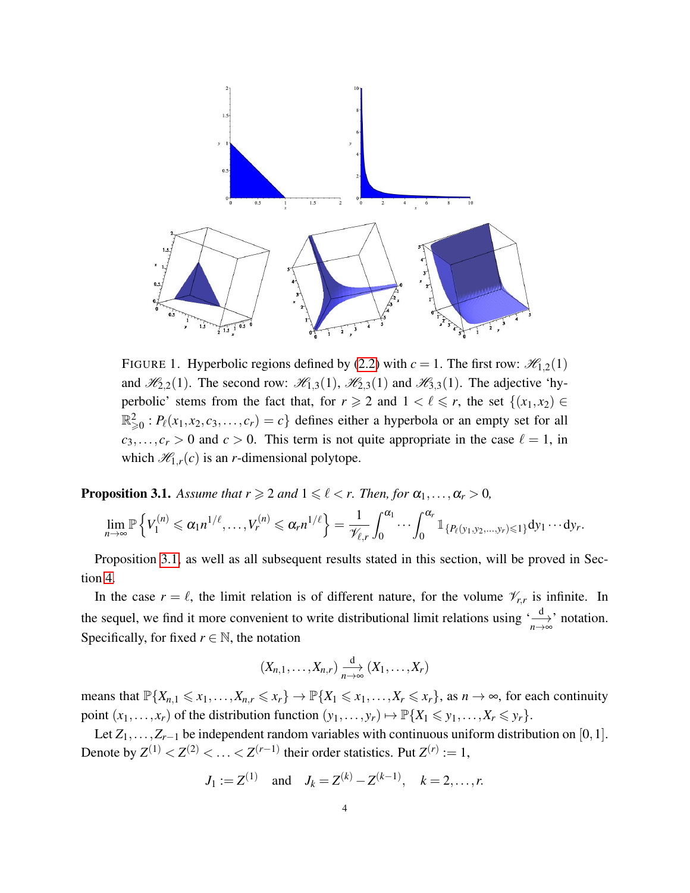FIGURE 1. Hyperbolic regions defined by (2.2) with $c = 1$. The first row: $\mathscr{H}_{1,2}(1)$ and $\mathscr{H}_{2,2}(1)$. The second row: $\mathscr{H}_{1,3}(1)$, $\mathscr{H}_{2,3}(1)$ and $\mathscr{H}_{3,3}(1)$. The adjective 'hyperbolic' stems from the fact that, for $r \geqslant 2$ and $1 < \ell \leqslant r$, the set $\{(x_1, x_2) \in \mathbb{R}^2_{\geqslant 0} : P_\ell(x_1, x_2, c_3, \ldots, c_r) = c\}$ defines either a hyperbola or an empty set for all $c_3, \ldots, c_r > 0$ and $c > 0$. This term is not quite appropriate in the case $\ell = 1$, in which $\mathscr{H}_{1,r}(c)$ is an $r$-dimensional polytope.

**Proposition 3.1.** *Assume that $r \geqslant 2$ and $1 \leqslant \ell < r$. Then, for $\alpha_1, \ldots, \alpha_r > 0$,*

$$\lim_{n\to\infty} \mathbb{P}\left\{V_1^{(n)} \leqslant \alpha_1 n^{1/\ell}, \ldots, V_r^{(n)} \leqslant \alpha_r n^{1/\ell}\right\} = \frac{1}{\mathscr{V}_{\ell,r}} \int_0^{\alpha_1} \cdots \int_0^{\alpha_r} \mathbb{1}_{\{P_\ell(y_1, y_2, \ldots, y_r) \leqslant 1\}} \mathrm{d}y_1 \cdots \mathrm{d}y_r.$$

Proposition 3.1, as well as all subsequent results stated in this section, will be proved in Section 4.

In the case $r = \ell$, the limit relation is of different nature, for the volume $\mathscr{V}_{r,r}$ is infinite. In the sequel, we find it more convenient to write distributional limit relations using '$\overset{\mathrm{d}}{\underset{n\to\infty}{\longrightarrow}}$' notation. Specifically, for fixed $r \in \mathbb{N}$, the notation

$$(X_{n,1}, \ldots, X_{n,r}) \overset{\mathrm{d}}{\underset{n\to\infty}{\longrightarrow}} (X_1, \ldots, X_r)$$

means that $\mathbb{P}\{X_{n,1} \leqslant x_1, \ldots, X_{n,r} \leqslant x_r\} \to \mathbb{P}\{X_1 \leqslant x_1, \ldots, X_r \leqslant x_r\}$, as $n \to \infty$, for each continuity point $(x_1, \ldots, x_r)$ of the distribution function $(y_1, \ldots, y_r) \mapsto \mathbb{P}\{X_1 \leqslant y_1, \ldots, X_r \leqslant y_r\}$.

Let $Z_1, \ldots, Z_{r-1}$ be independent random variables with continuous uniform distribution on $[0, 1]$. Denote by $Z^{(1)} < Z^{(2)} < \ldots < Z^{(r-1)}$ their order statistics. Put $Z^{(r)} := 1$,

$$J_1 := Z^{(1)} \quad \text{and} \quad J_k = Z^{(k)} - Z^{(k-1)}, \quad k = 2, \ldots, r.$$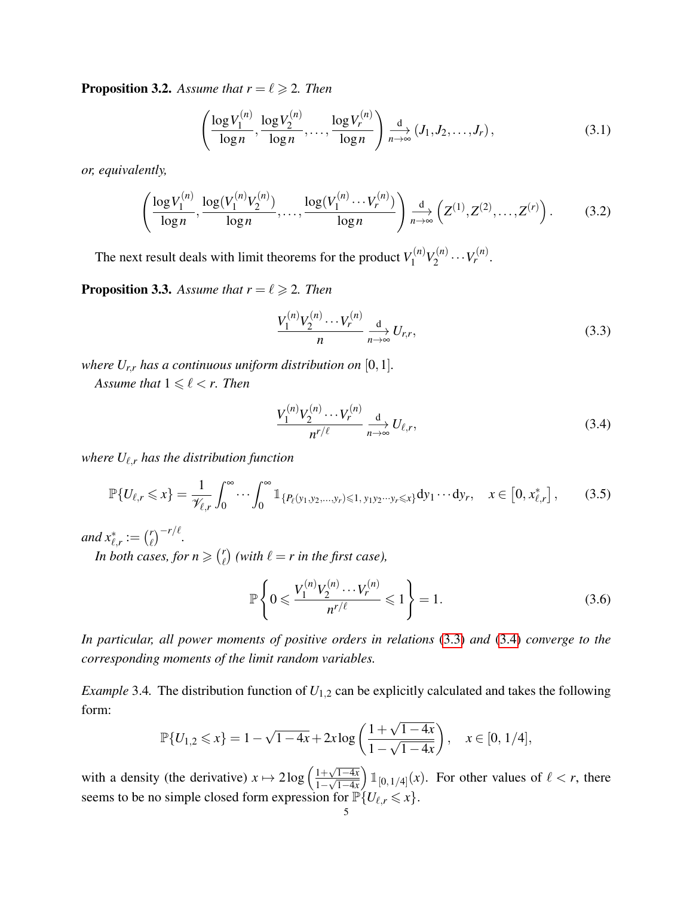**Proposition 3.2.** *Assume that $r = \ell \geqslant 2$. Then*

$$\left(\frac{\log V_1^{(n)}}{\log n}, \frac{\log V_2^{(n)}}{\log n}, \ldots, \frac{\log V_r^{(n)}}{\log n}\right) \xrightarrow[n\to\infty]{\mathrm{d}} (J_1, J_2, \ldots, J_r), \tag{3.1}$$

*or, equivalently,*

$$\left(\frac{\log V_1^{(n)}}{\log n}, \frac{\log (V_1^{(n)} V_2^{(n)})}{\log n}, \ldots, \frac{\log (V_1^{(n)} \cdots V_r^{(n)})}{\log n}\right) \xrightarrow[n\to\infty]{\mathrm{d}} \left(Z^{(1)}, Z^{(2)}, \ldots, Z^{(r)}\right). \tag{3.2}$$

The next result deals with limit theorems for the product $V_1^{(n)} V_2^{(n)} \cdots V_r^{(n)}$.

**Proposition 3.3.** *Assume that $r = \ell \geqslant 2$. Then*

$$\frac{V_1^{(n)} V_2^{(n)} \cdots V_r^{(n)}}{n} \xrightarrow[n\to\infty]{\mathrm{d}} U_{r,r}, \tag{3.3}$$

*where $U_{r,r}$ has a continuous uniform distribution on $[0,1]$.*

*Assume that $1 \leqslant \ell < r$. Then*

$$\frac{V_1^{(n)} V_2^{(n)} \cdots V_r^{(n)}}{n^{r/\ell}} \xrightarrow[n\to\infty]{\mathrm{d}} U_{\ell,r}, \tag{3.4}$$

*where $U_{\ell,r}$ has the distribution function*

$$\mathbb{P}\{U_{\ell,r} \leqslant x\} = \frac{1}{\mathscr{V}_{\ell,r}} \int_0^\infty \cdots \int_0^\infty \mathbb{1}_{\{P_\ell(y_1, y_2, \ldots, y_r) \leqslant 1,\, y_1 y_2 \cdots y_r \leqslant x\}} \mathrm{d}y_1 \cdots \mathrm{d}y_r, \quad x \in \left[0, x_{\ell,r}^*\right], \tag{3.5}$$

*and $x_{\ell,r}^* := \binom{r}{\ell}^{-r/\ell}$.*

*In both cases, for $n \geqslant \binom{r}{\ell}$ (with $\ell = r$ in the first case),*

$$\mathbb{P}\left\{0 \leqslant \frac{V_1^{(n)} V_2^{(n)} \cdots V_r^{(n)}}{n^{r/\ell}} \leqslant 1\right\} = 1. \tag{3.6}$$

*In particular, all power moments of positive orders in relations (3.3) and (3.4) converge to the corresponding moments of the limit random variables.*

*Example* 3.4. The distribution function of $U_{1,2}$ can be explicitly calculated and takes the following form:

$$\mathbb{P}\{U_{1,2} \leqslant x\} = 1 - \sqrt{1-4x} + 2x \log\left(\frac{1+\sqrt{1-4x}}{1-\sqrt{1-4x}}\right), \quad x \in [0,\, 1/4],$$

with a density (the derivative) $x \mapsto 2\log\left(\frac{1+\sqrt{1-4x}}{1-\sqrt{1-4x}}\right) \mathbb{1}_{[0,\,1/4]}(x)$. For other values of $\ell < r$, there seems to be no simple closed form expression for $\mathbb{P}\{U_{\ell,r} \leqslant x\}$.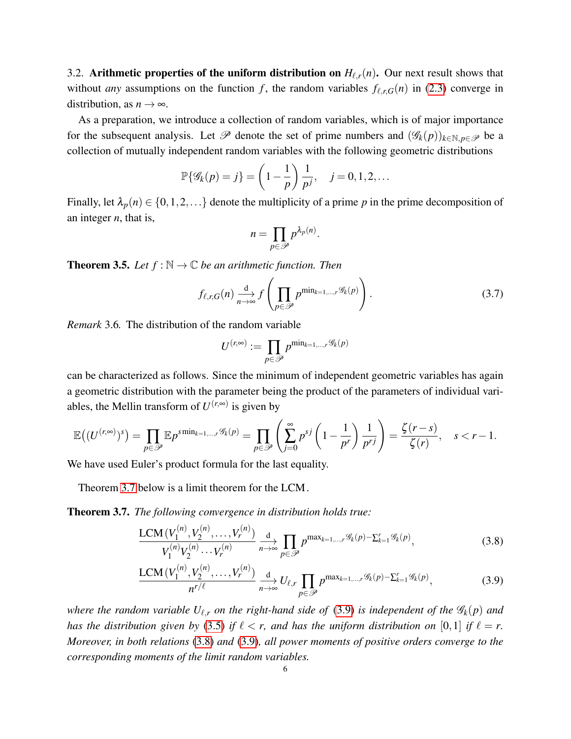3.2. **Arithmetic properties of the uniform distribution on $H_{\ell,r}(n)$.** Our next result shows that without *any* assumptions on the function $f$, the random variables $f_{\ell,r,G}(n)$ in (2.3) converge in distribution, as $n \to \infty$.

As a preparation, we introduce a collection of random variables, which is of major importance for the subsequent analysis. Let $\mathscr{P}$ denote the set of prime numbers and $(\mathscr{G}_k(p))_{k\in\mathbb{N},p\in\mathscr{P}}$ be a collection of mutually independent random variables with the following geometric distributions

$$\mathbb{P}\{\mathscr{G}_k(p) = j\} = \left(1 - \frac{1}{p}\right)\frac{1}{p^j}, \quad j = 0, 1, 2, \ldots$$

Finally, let $\lambda_p(n) \in \{0, 1, 2, \ldots\}$ denote the multiplicity of a prime $p$ in the prime decomposition of an integer $n$, that is,

$$n = \prod_{p\in\mathscr{P}} p^{\lambda_p(n)}.$$

**Theorem 3.5.** *Let $f : \mathbb{N} \to \mathbb{C}$ be an arithmetic function. Then*

$$f_{\ell,r,G}(n) \xrightarrow[n\to\infty]{\mathrm{d}} f\left(\prod_{p\in\mathscr{P}} p^{\min_{k=1,\ldots,r}\mathscr{G}_k(p)}\right). \tag{3.7}$$

*Remark* 3.6. The distribution of the random variable

$$U^{(r,\infty)} := \prod_{p\in\mathscr{P}} p^{\min_{k=1,\ldots,r}\mathscr{G}_k(p)}$$

can be characterized as follows. Since the minimum of independent geometric variables has again a geometric distribution with the parameter being the product of the parameters of individual variables, the Mellin transform of $U^{(r,\infty)}$ is given by

$$\mathbb{E}\big((U^{(r,\infty)})^s\big) = \prod_{p\in\mathscr{P}} \mathbb{E}p^{s\min_{k=1,\ldots,r}\mathscr{G}_k(p)} = \prod_{p\in\mathscr{P}}\left(\sum_{j=0}^{\infty} p^{sj}\left(1 - \frac{1}{p^r}\right)\frac{1}{p^{rj}}\right) = \frac{\zeta(r-s)}{\zeta(r)}, \quad s < r-1.$$

We have used Euler's product formula for the last equality.

Theorem 3.7 below is a limit theorem for the LCM.

**Theorem 3.7.** *The following convergence in distribution holds true:*

$$\frac{\mathrm{LCM}\,(V_1^{(n)}, V_2^{(n)}, \ldots, V_r^{(n)})}{V_1^{(n)} V_2^{(n)} \cdots V_r^{(n)}} \xrightarrow[n\to\infty]{\mathrm{d}} \prod_{p\in\mathscr{P}} p^{\max_{k=1,\ldots,r}\mathscr{G}_k(p) - \sum_{k=1}^{r}\mathscr{G}_k(p)}, \tag{3.8}$$

$$\frac{\mathrm{LCM}\,(V_1^{(n)}, V_2^{(n)}, \ldots, V_r^{(n)})}{n^{r/\ell}} \xrightarrow[n\to\infty]{\mathrm{d}} U_{\ell,r} \prod_{p\in\mathscr{P}} p^{\max_{k=1,\ldots,r}\mathscr{G}_k(p) - \sum_{k=1}^{r}\mathscr{G}_k(p)}, \tag{3.9}$$

*where the random variable $U_{\ell,r}$ on the right-hand side of (3.9) is independent of the $\mathscr{G}_k(p)$ and has the distribution given by (3.5) if $\ell < r$, and has the uniform distribution on $[0,1]$ if $\ell = r$. Moreover, in both relations (3.8) and (3.9), all power moments of positive orders converge to the corresponding moments of the limit random variables.*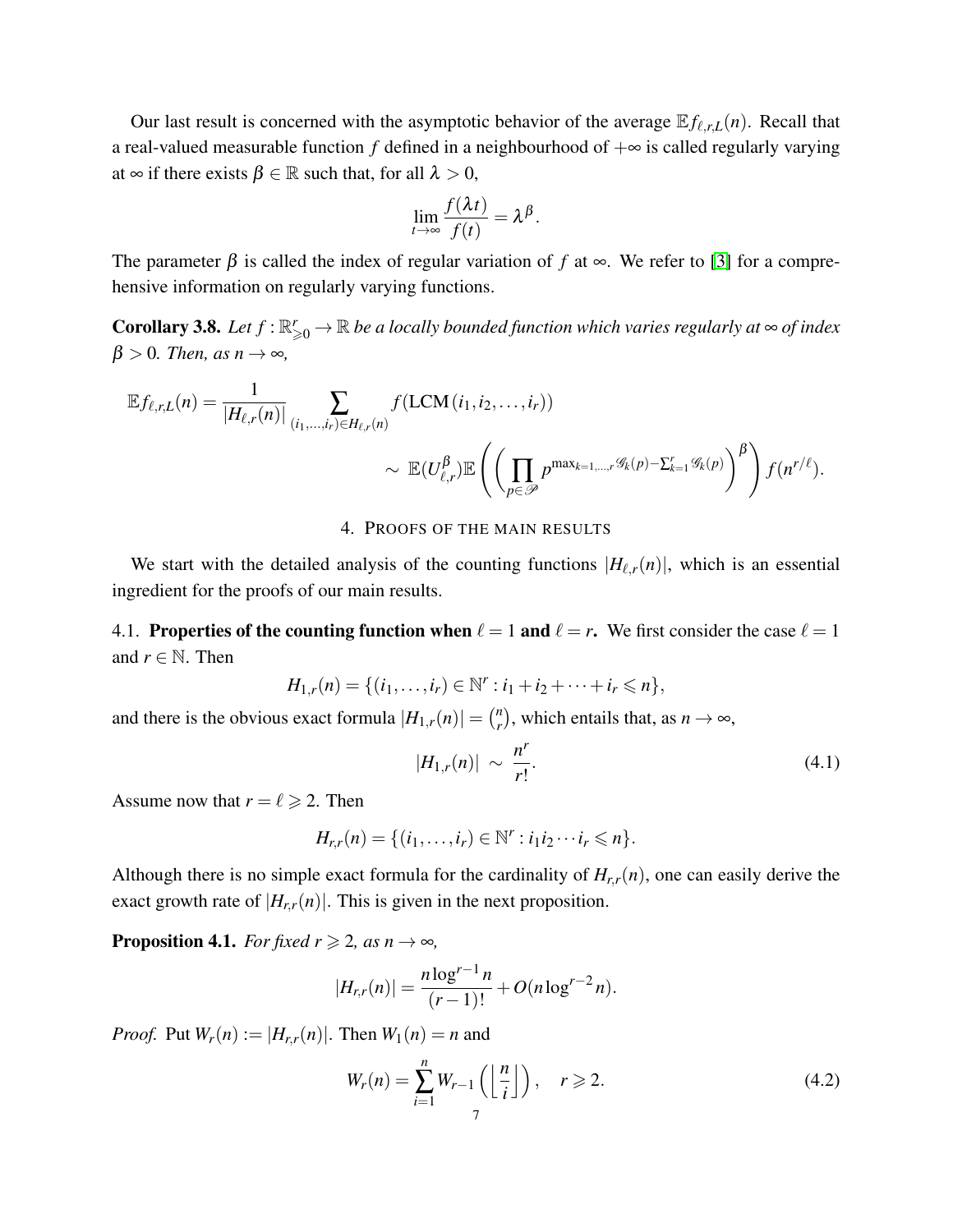Our last result is concerned with the asymptotic behavior of the average $\mathbb{E} f_{\ell,r,L}(n)$. Recall that a real-valued measurable function $f$ defined in a neighbourhood of $+\infty$ is called regularly varying at $\infty$ if there exists $\beta \in \mathbb{R}$ such that, for all $\lambda > 0$,

$$\lim_{t\to\infty} \frac{f(\lambda t)}{f(t)} = \lambda^{\beta}.$$

The parameter $\beta$ is called the index of regular variation of $f$ at $\infty$. We refer to [3] for a comprehensive information on regularly varying functions.

**Corollary 3.8.** *Let $f : \mathbb{R}^r_{\geqslant 0} \to \mathbb{R}$ be a locally bounded function which varies regularly at $\infty$ of index $\beta > 0$. Then, as $n \to \infty$,*

$$\mathbb{E} f_{\ell,r,L}(n) = \frac{1}{|H_{\ell,r}(n)|} \sum_{(i_1,\ldots,i_r)\in H_{\ell,r}(n)} f(\mathrm{LCM}\,(i_1,i_2,\ldots,i_r))$$

$$\sim\ \mathbb{E}(U^{\beta}_{\ell,r})\mathbb{E}\left(\left(\prod_{p\in\mathscr{P}} p^{\max_{k=1,\ldots,r}\mathscr{G}_k(p)-\sum_{k=1}^{r}\mathscr{G}_k(p)}\right)^{\beta}\right) f(n^{r/\ell}).$$

## 4. Proofs of the main results

We start with the detailed analysis of the counting functions $|H_{\ell,r}(n)|$, which is an essential ingredient for the proofs of our main results.

### 4.1. Properties of the counting function when $\ell = 1$ and $\ell = r$.

We first consider the case $\ell = 1$ and $r \in \mathbb{N}$. Then

$$H_{1,r}(n) = \{(i_1,\ldots,i_r) \in \mathbb{N}^r : i_1 + i_2 + \cdots + i_r \leqslant n\},$$

and there is the obvious exact formula $|H_{1,r}(n)| = \binom{n}{r}$, which entails that, as $n \to \infty$,

$$|H_{1,r}(n)|\ \sim\ \frac{n^r}{r!}. \tag{4.1}$$

Assume now that $r = \ell \geqslant 2$. Then

$$H_{r,r}(n) = \{(i_1,\ldots,i_r) \in \mathbb{N}^r : i_1 i_2 \cdots i_r \leqslant n\}.$$

Although there is no simple exact formula for the cardinality of $H_{r,r}(n)$, one can easily derive the exact growth rate of $|H_{r,r}(n)|$. This is given in the next proposition.

**Proposition 4.1.** *For fixed $r \geqslant 2$, as $n \to \infty$,*

$$|H_{r,r}(n)| = \frac{n \log^{r-1} n}{(r-1)!} + O(n \log^{r-2} n).$$

*Proof.* Put $W_r(n) := |H_{r,r}(n)|$. Then $W_1(n) = n$ and

$$W_r(n) = \sum_{i=1}^{n} W_{r-1}\left(\left\lfloor \frac{n}{i} \right\rfloor\right), \quad r \geqslant 2. \tag{4.2}$$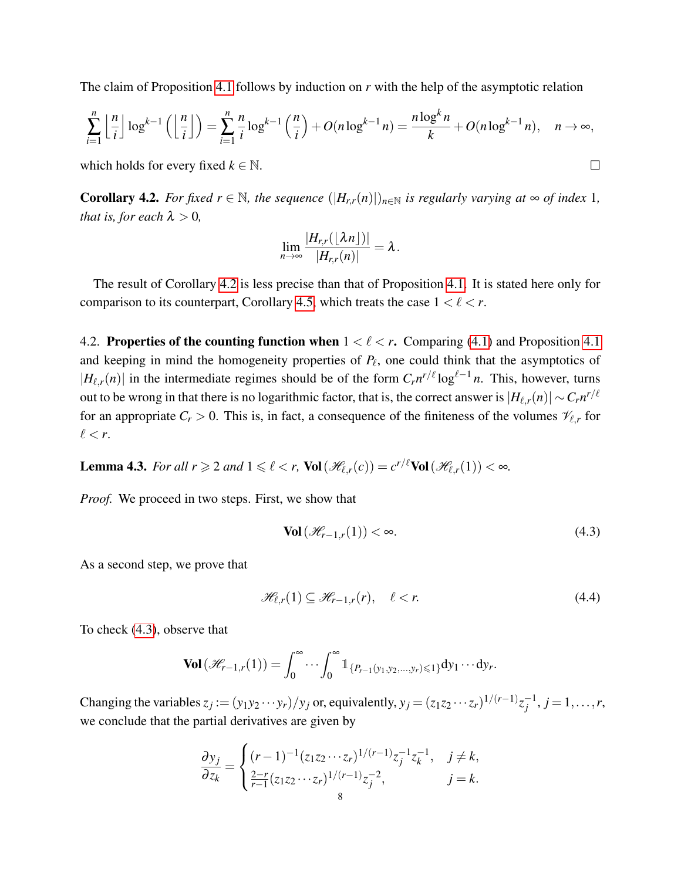The claim of Proposition 4.1 follows by induction on $r$ with the help of the asymptotic relation

$$\sum_{i=1}^{n} \left\lfloor \frac{n}{i} \right\rfloor \log^{k-1}\left(\left\lfloor \frac{n}{i} \right\rfloor\right) = \sum_{i=1}^{n} \frac{n}{i} \log^{k-1}\left(\frac{n}{i}\right) + O(n \log^{k-1} n) = \frac{n \log^k n}{k} + O(n \log^{k-1} n), \quad n \to \infty,$$

which holds for every fixed $k \in \mathbb{N}$. $\square$

**Corollary 4.2.** *For fixed $r \in \mathbb{N}$, the sequence $(|H_{r,r}(n)|)_{n \in \mathbb{N}}$ is regularly varying at $\infty$ of index 1, that is, for each $\lambda > 0$,*

$$\lim_{n \to \infty} \frac{|H_{r,r}(\lfloor \lambda n \rfloor)|}{|H_{r,r}(n)|} = \lambda.$$

The result of Corollary 4.2 is less precise than that of Proposition 4.1. It is stated here only for comparison to its counterpart, Corollary 4.5, which treats the case $1 < \ell < r$.

4.2. **Properties of the counting function when $1 < \ell < r$.** Comparing (4.1) and Proposition 4.1 and keeping in mind the homogeneity properties of $P_\ell$, one could think that the asymptotics of $|H_{\ell,r}(n)|$ in the intermediate regimes should be of the form $C_r n^{r/\ell} \log^{\ell-1} n$. This, however, turns out to be wrong in that there is no logarithmic factor, that is, the correct answer is $|H_{\ell,r}(n)| \sim C_r n^{r/\ell}$ for an appropriate $C_r > 0$. This is, in fact, a consequence of the finiteness of the volumes $\mathscr{V}_{\ell,r}$ for $\ell < r$.

**Lemma 4.3.** *For all $r \geqslant 2$ and $1 \leqslant \ell < r$, $\mathbf{Vol}(\mathscr{H}_{\ell,r}(c)) = c^{r/\ell} \mathbf{Vol}(\mathscr{H}_{\ell,r}(1)) < \infty$.*

*Proof.* We proceed in two steps. First, we show that

$$\mathbf{Vol}(\mathscr{H}_{r-1,r}(1)) < \infty. \tag{4.3}$$

As a second step, we prove that

$$\mathscr{H}_{\ell,r}(1) \subseteq \mathscr{H}_{r-1,r}(r), \quad \ell < r. \tag{4.4}$$

To check (4.3), observe that

$$\mathbf{Vol}(\mathscr{H}_{r-1,r}(1)) = \int_0^\infty \cdots \int_0^\infty \mathbb{1}_{\{P_{r-1}(y_1, y_2, \ldots, y_r) \leqslant 1\}} \mathrm{d}y_1 \cdots \mathrm{d}y_r.$$

Changing the variables $z_j := (y_1 y_2 \cdots y_r)/y_j$ or, equivalently, $y_j = (z_1 z_2 \cdots z_r)^{1/(r-1)} z_j^{-1}$, $j = 1, \ldots, r$, we conclude that the partial derivatives are given by

$$\frac{\partial y_j}{\partial z_k} = \begin{cases} (r-1)^{-1} (z_1 z_2 \cdots z_r)^{1/(r-1)} z_j^{-1} z_k^{-1}, & j \neq k, \\ \frac{2-r}{r-1} (z_1 z_2 \cdots z_r)^{1/(r-1)} z_j^{-2}, & j = k. \end{cases}$$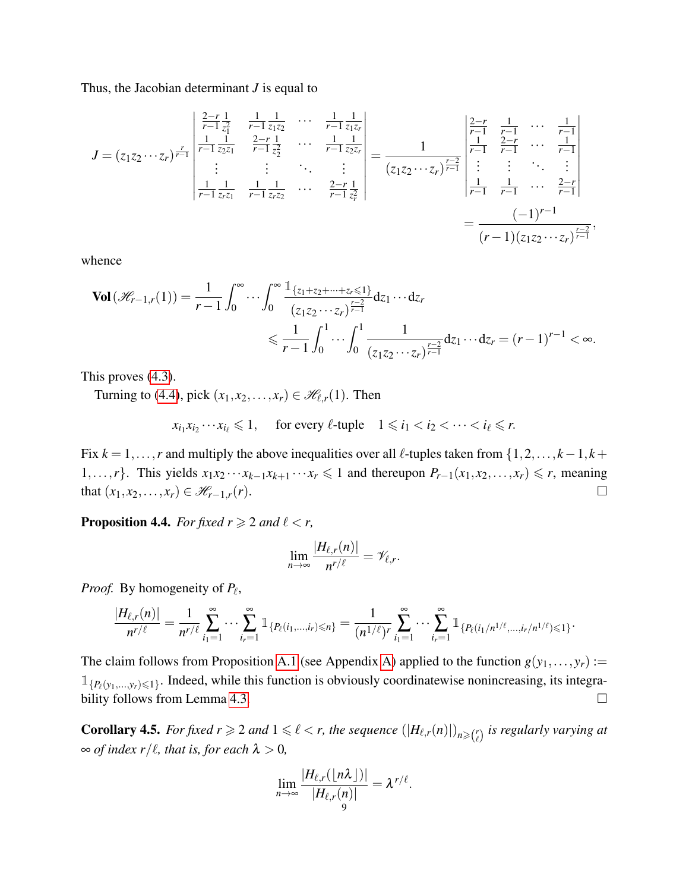Thus, the Jacobian determinant $J$ is equal to

$$J = (z_1 z_2 \cdots z_r)^{\frac{r}{r-1}} \begin{vmatrix} \frac{2-r}{r-1}\frac{1}{z_1^2} & \frac{1}{r-1}\frac{1}{z_1 z_2} & \cdots & \frac{1}{r-1}\frac{1}{z_1 z_r} \\ \frac{1}{r-1}\frac{1}{z_2 z_1} & \frac{2-r}{r-1}\frac{1}{z_2^2} & \cdots & \frac{1}{r-1}\frac{1}{z_2 z_r} \\ \vdots & \vdots & \ddots & \vdots \\ \frac{1}{r-1}\frac{1}{z_r z_1} & \frac{1}{r-1}\frac{1}{z_r z_2} & \cdots & \frac{2-r}{r-1}\frac{1}{z_r^2} \end{vmatrix} = \frac{1}{(z_1 z_2 \cdots z_r)^{\frac{r-2}{r-1}}} \begin{vmatrix} \frac{2-r}{r-1} & \frac{1}{r-1} & \cdots & \frac{1}{r-1} \\ \frac{1}{r-1} & \frac{2-r}{r-1} & \cdots & \frac{1}{r-1} \\ \vdots & \vdots & \ddots & \vdots \\ \frac{1}{r-1} & \frac{1}{r-1} & \cdots & \frac{2-r}{r-1} \end{vmatrix}$$

$$= \frac{(-1)^{r-1}}{(r-1)(z_1 z_2 \cdots z_r)^{\frac{r-2}{r-1}}},$$

whence

$$\mathbf{Vol}\left(\mathscr{H}_{r-1,r}(1)\right) = \frac{1}{r-1}\int_0^\infty \cdots \int_0^\infty \frac{\mathbb{1}_{\{z_1+z_2+\cdots+z_r \leqslant 1\}}}{(z_1 z_2 \cdots z_r)^{\frac{r-2}{r-1}}} \mathrm{d}z_1 \cdots \mathrm{d}z_r$$

$$\leqslant \frac{1}{r-1}\int_0^1 \cdots \int_0^1 \frac{1}{(z_1 z_2 \cdots z_r)^{\frac{r-2}{r-1}}} \mathrm{d}z_1 \cdots \mathrm{d}z_r = (r-1)^{r-1} < \infty.$$

This proves (4.3).

Turning to (4.4), pick $(x_1, x_2, \ldots, x_r) \in \mathscr{H}_{\ell,r}(1)$. Then

$$x_{i_1} x_{i_2} \cdots x_{i_\ell} \leqslant 1, \quad \text{for every } \ell\text{-tuple} \quad 1 \leqslant i_1 < i_2 < \cdots < i_\ell \leqslant r.$$

Fix $k = 1, \ldots, r$ and multiply the above inequalities over all $\ell$-tuples taken from $\{1, 2, \ldots, k-1, k+1, \ldots, r\}$. This yields $x_1 x_2 \cdots x_{k-1} x_{k+1} \cdots x_r \leqslant 1$ and thereupon $P_{r-1}(x_1, x_2, \ldots, x_r) \leqslant r$, meaning that $(x_1, x_2, \ldots, x_r) \in \mathscr{H}_{r-1,r}(r)$. □

**Proposition 4.4.** *For fixed $r \geqslant 2$ and $\ell < r$,*

$$\lim_{n\to\infty} \frac{|H_{\ell,r}(n)|}{n^{r/\ell}} = \mathscr{V}_{\ell,r}.$$

*Proof.* By homogeneity of $P_\ell$,

$$\frac{|H_{\ell,r}(n)|}{n^{r/\ell}} = \frac{1}{n^{r/\ell}} \sum_{i_1=1}^\infty \cdots \sum_{i_r=1}^\infty \mathbb{1}_{\{P_\ell(i_1,\ldots,i_r) \leqslant n\}} = \frac{1}{(n^{1/\ell})^r} \sum_{i_1=1}^\infty \cdots \sum_{i_r=1}^\infty \mathbb{1}_{\{P_\ell(i_1/n^{1/\ell},\ldots,i_r/n^{1/\ell}) \leqslant 1\}}.$$

The claim follows from Proposition A.1 (see Appendix A) applied to the function $g(y_1, \ldots, y_r) := \mathbb{1}_{\{P_\ell(y_1,\ldots,y_r) \leqslant 1\}}$. Indeed, while this function is obviously coordinatewise nonincreasing, its integrability follows from Lemma 4.3. □

**Corollary 4.5.** *For fixed $r \geqslant 2$ and $1 \leqslant \ell < r$, the sequence $(|H_{\ell,r}(n)|)_{n \geqslant \binom{r}{\ell}}$ is regularly varying at $\infty$ of index $r/\ell$, that is, for each $\lambda > 0$,*

$$\lim_{n\to\infty} \frac{|H_{\ell,r}(\lfloor n\lambda \rfloor)|}{|H_{\ell,r}(n)|} = \lambda^{r/\ell}.$$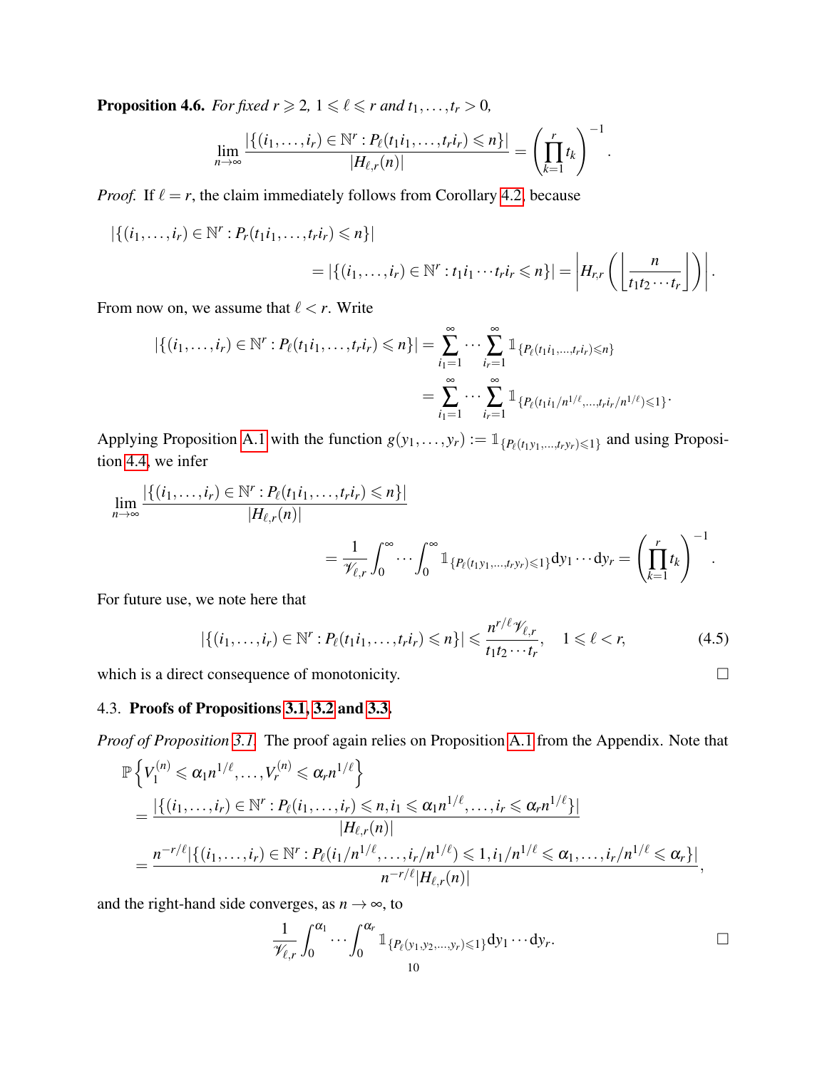**Proposition 4.6.** *For fixed $r \geqslant 2$, $1 \leqslant \ell \leqslant r$ and $t_1, \dots, t_r > 0$,*

$$\lim_{n\to\infty} \frac{|\{(i_1,\dots,i_r) \in \mathbb{N}^r : P_\ell(t_1 i_1,\dots,t_r i_r) \leqslant n\}|}{|H_{\ell,r}(n)|} = \left(\prod_{k=1}^r t_k\right)^{-1}.$$

*Proof.* If $\ell = r$, the claim immediately follows from Corollary 4.2, because

$$|\{(i_1,\dots,i_r) \in \mathbb{N}^r : P_r(t_1 i_1,\dots,t_r i_r) \leqslant n\}| = |\{(i_1,\dots,i_r) \in \mathbb{N}^r : t_1 i_1 \cdots t_r i_r \leqslant n\}| = \left| H_{r,r}\left(\left\lfloor \frac{n}{t_1 t_2 \cdots t_r} \right\rfloor\right)\right|.$$

From now on, we assume that $\ell < r$. Write

$$|\{(i_1,\dots,i_r) \in \mathbb{N}^r : P_\ell(t_1 i_1,\dots,t_r i_r) \leqslant n\}| = \sum_{i_1=1}^\infty \cdots \sum_{i_r=1}^\infty \mathbb{1}_{\{P_\ell(t_1 i_1,\dots,t_r i_r) \leqslant n\}} = \sum_{i_1=1}^\infty \cdots \sum_{i_r=1}^\infty \mathbb{1}_{\{P_\ell(t_1 i_1/n^{1/\ell},\dots,t_r i_r/n^{1/\ell}) \leqslant 1\}}.$$

Applying Proposition A.1 with the function $g(y_1,\dots,y_r) := \mathbb{1}_{\{P_\ell(t_1 y_1,\dots,t_r y_r) \leqslant 1\}}$ and using Proposition 4.4, we infer

$$\lim_{n\to\infty} \frac{|\{(i_1,\dots,i_r) \in \mathbb{N}^r : P_\ell(t_1 i_1,\dots,t_r i_r) \leqslant n\}|}{|H_{\ell,r}(n)|} = \frac{1}{\mathscr{V}_{\ell,r}} \int_0^\infty \cdots \int_0^\infty \mathbb{1}_{\{P_\ell(t_1 y_1,\dots,t_r y_r) \leqslant 1\}} \mathrm{d}y_1 \cdots \mathrm{d}y_r = \left(\prod_{k=1}^r t_k\right)^{-1}.$$

For future use, we note here that

$$|\{(i_1,\dots,i_r) \in \mathbb{N}^r : P_\ell(t_1 i_1,\dots,t_r i_r) \leqslant n\}| \leqslant \frac{n^{r/\ell}\mathscr{V}_{\ell,r}}{t_1 t_2 \cdots t_r}, \quad 1 \leqslant \ell < r, \tag{4.5}$$

which is a direct consequence of monotonicity. $\square$

### 4.3. Proofs of Propositions 3.1, 3.2 and 3.3.

*Proof of Proposition 3.1.* The proof again relies on Proposition A.1 from the Appendix. Note that

$$\begin{aligned}
&\mathbb{P}\left\{V_1^{(n)} \leqslant \alpha_1 n^{1/\ell}, \dots, V_r^{(n)} \leqslant \alpha_r n^{1/\ell}\right\} \\
&= \frac{|\{(i_1,\dots,i_r) \in \mathbb{N}^r : P_\ell(i_1,\dots,i_r) \leqslant n, i_1 \leqslant \alpha_1 n^{1/\ell}, \dots, i_r \leqslant \alpha_r n^{1/\ell}\}|}{|H_{\ell,r}(n)|} \\
&= \frac{n^{-r/\ell}|\{(i_1,\dots,i_r) \in \mathbb{N}^r : P_\ell(i_1/n^{1/\ell},\dots,i_r/n^{1/\ell}) \leqslant 1, i_1/n^{1/\ell} \leqslant \alpha_1, \dots, i_r/n^{1/\ell} \leqslant \alpha_r\}|}{n^{-r/\ell}|H_{\ell,r}(n)|},
\end{aligned}$$

and the right-hand side converges, as $n \to \infty$, to

$$\frac{1}{\mathscr{V}_{\ell,r}} \int_0^{\alpha_1} \cdots \int_0^{\alpha_r} \mathbb{1}_{\{P_\ell(y_1,y_2,\dots,y_r) \leqslant 1\}} \mathrm{d}y_1 \cdots \mathrm{d}y_r. \qquad \square$$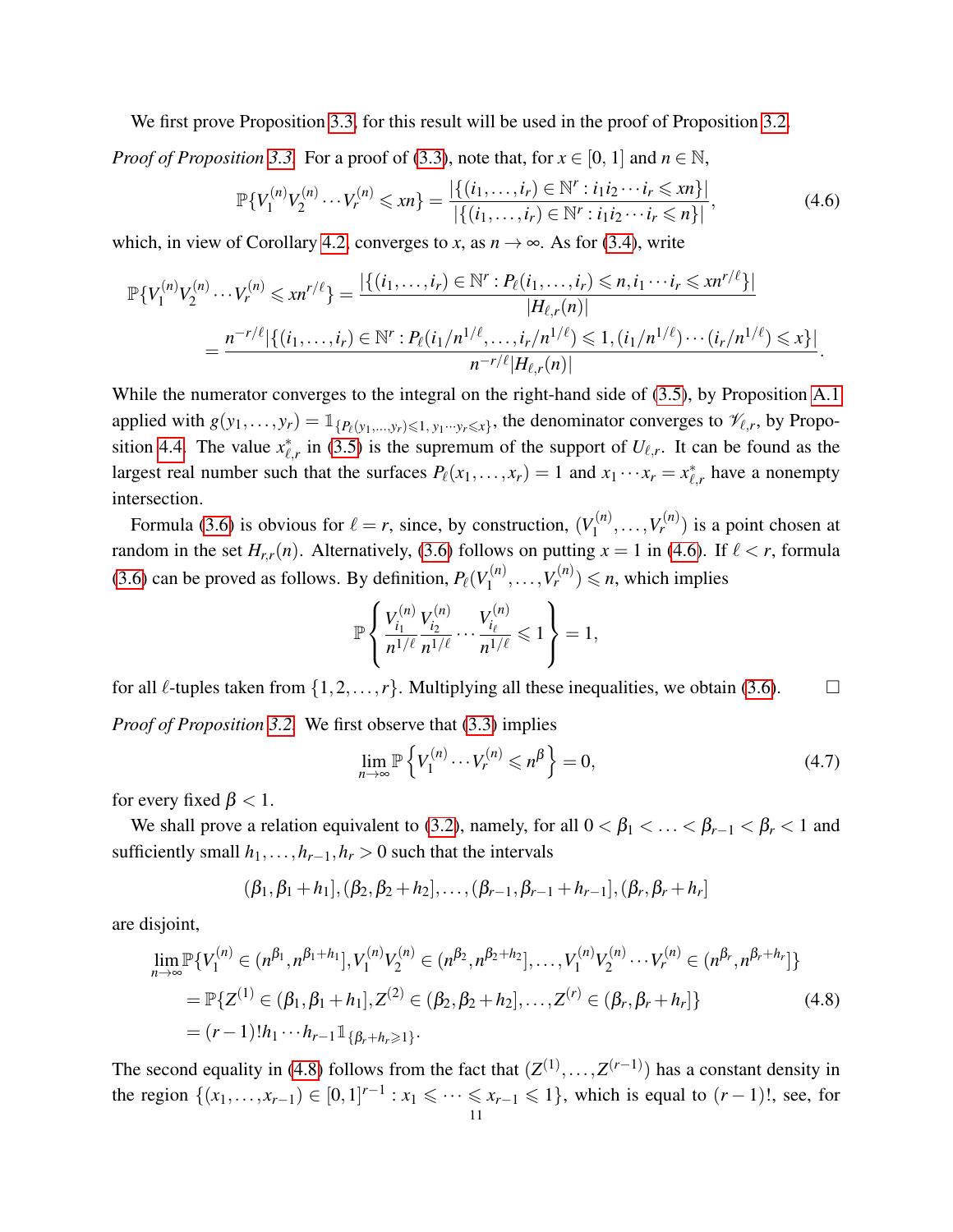We first prove Proposition 3.3, for this result will be used in the proof of Proposition 3.2.

*Proof of Proposition 3.3.* For a proof of (3.3), note that, for $x \in [0, 1]$ and $n \in \mathbb{N}$,

$$\mathbb{P}\{V_1^{(n)} V_2^{(n)} \cdots V_r^{(n)} \leqslant xn\} = \frac{|\{(i_1, \ldots, i_r) \in \mathbb{N}^r : i_1 i_2 \cdots i_r \leqslant xn\}|}{|\{(i_1, \ldots, i_r) \in \mathbb{N}^r : i_1 i_2 \cdots i_r \leqslant n\}|}, \tag{4.6}$$

which, in view of Corollary 4.2, converges to $x$, as $n \to \infty$. As for (3.4), write

$$\begin{aligned}
\mathbb{P}\{V_1^{(n)} V_2^{(n)} \cdots V_r^{(n)} \leqslant xn^{r/\ell}\} &= \frac{|\{(i_1, \ldots, i_r) \in \mathbb{N}^r : P_\ell(i_1, \ldots, i_r) \leqslant n, i_1 \cdots i_r \leqslant xn^{r/\ell}\}|}{|H_{\ell,r}(n)|} \\
&= \frac{n^{-r/\ell}|\{(i_1, \ldots, i_r) \in \mathbb{N}^r : P_\ell(i_1/n^{1/\ell}, \ldots, i_r/n^{1/\ell}) \leqslant 1, (i_1/n^{1/\ell}) \cdots (i_r/n^{1/\ell}) \leqslant x\}|}{n^{-r/\ell}|H_{\ell,r}(n)|}.
\end{aligned}$$

While the numerator converges to the integral on the right-hand side of (3.5), by Proposition A.1 applied with $g(y_1, \ldots, y_r) = \mathbb{1}_{\{P_\ell(y_1, \ldots, y_r) \leqslant 1,\, y_1 \cdots y_r \leqslant x\}}$, the denominator converges to $\mathscr{V}_{\ell,r}$, by Proposition 4.4. The value $x^*_{\ell,r}$ in (3.5) is the supremum of the support of $U_{\ell,r}$. It can be found as the largest real number such that the surfaces $P_\ell(x_1, \ldots, x_r) = 1$ and $x_1 \cdots x_r = x^*_{\ell,r}$ have a nonempty intersection.

Formula (3.6) is obvious for $\ell = r$, since, by construction, $(V_1^{(n)}, \ldots, V_r^{(n)})$ is a point chosen at random in the set $H_{r,r}(n)$. Alternatively, (3.6) follows on putting $x = 1$ in (4.6). If $\ell < r$, formula (3.6) can be proved as follows. By definition, $P_\ell(V_1^{(n)}, \ldots, V_r^{(n)}) \leqslant n$, which implies

$$\mathbb{P}\left\{\frac{V_{i_1}^{(n)}}{n^{1/\ell}} \frac{V_{i_2}^{(n)}}{n^{1/\ell}} \cdots \frac{V_{i_\ell}^{(n)}}{n^{1/\ell}} \leqslant 1\right\} = 1,$$

for all $\ell$-tuples taken from $\{1, 2, \ldots, r\}$. Multiplying all these inequalities, we obtain (3.6). □

*Proof of Proposition 3.2.* We first observe that (3.3) implies

$$\lim_{n \to \infty} \mathbb{P}\left\{V_1^{(n)} \cdots V_r^{(n)} \leqslant n^\beta\right\} = 0, \tag{4.7}$$

for every fixed $\beta < 1$.

We shall prove a relation equivalent to (3.2), namely, for all $0 < \beta_1 < \ldots < \beta_{r-1} < \beta_r < 1$ and sufficiently small $h_1, \ldots, h_{r-1}, h_r > 0$ such that the intervals

$$(\beta_1, \beta_1 + h_1], (\beta_2, \beta_2 + h_2], \ldots, (\beta_{r-1}, \beta_{r-1} + h_{r-1}], (\beta_r, \beta_r + h_r]$$

are disjoint,

$$\begin{aligned}
&\lim_{n \to \infty} \mathbb{P}\{V_1^{(n)} \in (n^{\beta_1}, n^{\beta_1 + h_1}], V_1^{(n)} V_2^{(n)} \in (n^{\beta_2}, n^{\beta_2 + h_2}], \ldots, V_1^{(n)} V_2^{(n)} \cdots V_r^{(n)} \in (n^{\beta_r}, n^{\beta_r + h_r}]\} \\
&\quad = \mathbb{P}\{Z^{(1)} \in (\beta_1, \beta_1 + h_1], Z^{(2)} \in (\beta_2, \beta_2 + h_2], \ldots, Z^{(r)} \in (\beta_r, \beta_r + h_r]\} \\
&\quad = (r-1)! h_1 \cdots h_{r-1} \mathbb{1}_{\{\beta_r + h_r \geqslant 1\}}.
\end{aligned} \tag{4.8}$$

The second equality in (4.8) follows from the fact that $(Z^{(1)}, \ldots, Z^{(r-1)})$ has a constant density in the region $\{(x_1, \ldots, x_{r-1}) \in [0, 1]^{r-1} : x_1 \leqslant \cdots \leqslant x_{r-1} \leqslant 1\}$, which is equal to $(r-1)!$, see, for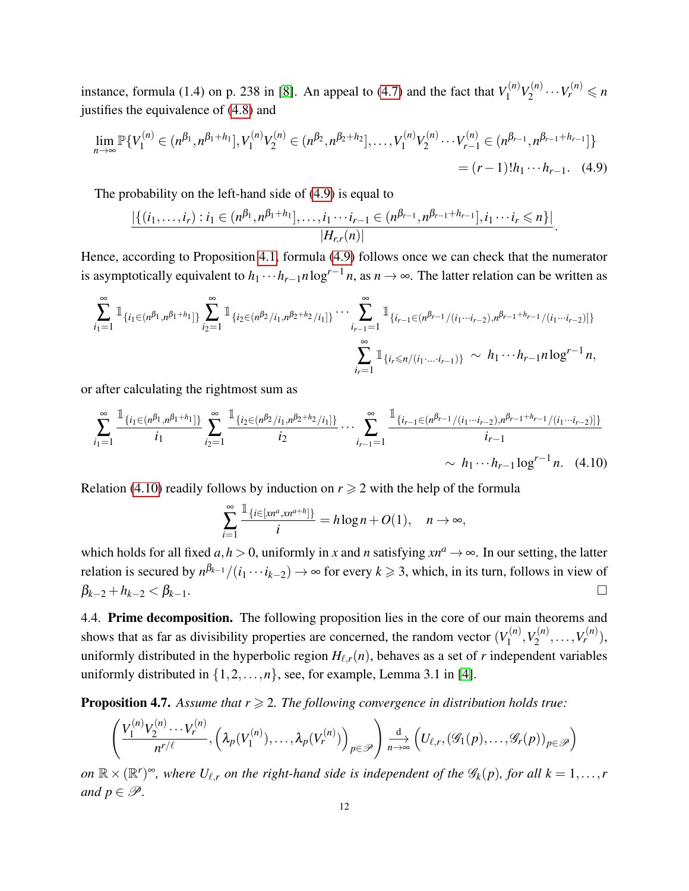instance, formula (1.4) on p. 238 in [8]. An appeal to (4.7) and the fact that $V_1^{(n)}V_2^{(n)}\cdots V_r^{(n)} \leqslant n$ justifies the equivalence of (4.8) and

$$\lim_{n\to\infty}\mathbb{P}\{V_1^{(n)}\in(n^{\beta_1},n^{\beta_1+h_1}], V_1^{(n)}V_2^{(n)}\in(n^{\beta_2},n^{\beta_2+h_2}],\ldots,V_1^{(n)}V_2^{(n)}\cdots V_{r-1}^{(n)}\in(n^{\beta_{r-1}},n^{\beta_{r-1}+h_{r-1}}]\} = (r-1)!h_1\cdots h_{r-1}. \quad (4.9)$$

The probability on the left-hand side of (4.9) is equal to

$$\frac{|\{(i_1,\ldots,i_r): i_1\in(n^{\beta_1},n^{\beta_1+h_1}],\ldots,i_1\cdots i_{r-1}\in(n^{\beta_{r-1}},n^{\beta_{r-1}+h_{r-1}}], i_1\cdots i_r\leqslant n\}|}{|H_{r,r}(n)|}.$$

Hence, according to Proposition 4.1, formula (4.9) follows once we can check that the numerator is asymptotically equivalent to $h_1\cdots h_{r-1}n\log^{r-1}n$, as $n\to\infty$. The latter relation can be written as

$$\sum_{i_1=1}^{\infty}\mathbb{1}_{\{i_1\in(n^{\beta_1},n^{\beta_1+h_1}]\}}\sum_{i_2=1}^{\infty}\mathbb{1}_{\{i_2\in(n^{\beta_2}/i_1,n^{\beta_2+h_2}/i_1]\}}\cdots\sum_{i_{r-1}=1}^{\infty}\mathbb{1}_{\{i_{r-1}\in(n^{\beta_{r-1}}/(i_1\cdots i_{r-2}),n^{\beta_{r-1}+h_{r-1}}/(i_1\cdots i_{r-2})]\}}\sum_{i_r=1}^{\infty}\mathbb{1}_{\{i_r\leqslant n/(i_1\cdot\ldots\cdot i_{r-1})\}}\sim h_1\cdots h_{r-1}n\log^{r-1}n,$$

or after calculating the rightmost sum as

$$\sum_{i_1=1}^{\infty}\frac{\mathbb{1}_{\{i_1\in(n^{\beta_1},n^{\beta_1+h_1}]\}}}{i_1}\sum_{i_2=1}^{\infty}\frac{\mathbb{1}_{\{i_2\in(n^{\beta_2}/i_1,n^{\beta_2+h_2}/i_1]\}}}{i_2}\cdots\sum_{i_{r-1}=1}^{\infty}\frac{\mathbb{1}_{\{i_{r-1}\in(n^{\beta_{r-1}}/(i_1\cdots i_{r-2}),n^{\beta_{r-1}+h_{r-1}}/(i_1\cdots i_{r-2})]\}}}{i_{r-1}} \sim h_1\cdots h_{r-1}\log^{r-1}n. \quad (4.10)$$

Relation (4.10) readily follows by induction on $r\geqslant 2$ with the help of the formula

$$\sum_{i=1}^{\infty}\frac{\mathbb{1}_{\{i\in[xn^a,xn^{a+h}]\}}}{i} = h\log n + O(1),\quad n\to\infty,$$

which holds for all fixed $a,h>0$, uniformly in $x$ and $n$ satisfying $xn^a\to\infty$. In our setting, the latter relation is secured by $n^{\beta_{k-1}}/(i_1\cdots i_{k-2})\to\infty$ for every $k\geqslant 3$, which, in its turn, follows in view of $\beta_{k-2}+h_{k-2}<\beta_{k-1}$. □

4.4. **Prime decomposition.** The following proposition lies in the core of our main theorems and shows that as far as divisibility properties are concerned, the random vector $(V_1^{(n)},V_2^{(n)},\ldots,V_r^{(n)})$, uniformly distributed in the hyperbolic region $H_{\ell,r}(n)$, behaves as a set of $r$ independent variables uniformly distributed in $\{1,2,\ldots,n\}$, see, for example, Lemma 3.1 in [4].

**Proposition 4.7.** *Assume that $r\geqslant 2$. The following convergence in distribution holds true:*

$$\left(\frac{V_1^{(n)}V_2^{(n)}\cdots V_r^{(n)}}{n^{r/\ell}},\left(\lambda_p(V_1^{(n)}),\ldots,\lambda_p(V_r^{(n)})\right)_{p\in\mathscr{P}}\right)\overset{\rm d}{\underset{n\to\infty}{\longrightarrow}}\left(U_{\ell,r},(\mathscr{G}_1(p),\ldots,\mathscr{G}_r(p))_{p\in\mathscr{P}}\right)$$

*on $\mathbb{R}\times(\mathbb{R}^r)^{\infty}$, where $U_{\ell,r}$ on the right-hand side is independent of the $\mathscr{G}_k(p)$, for all $k=1,\ldots,r$ and $p\in\mathscr{P}$.*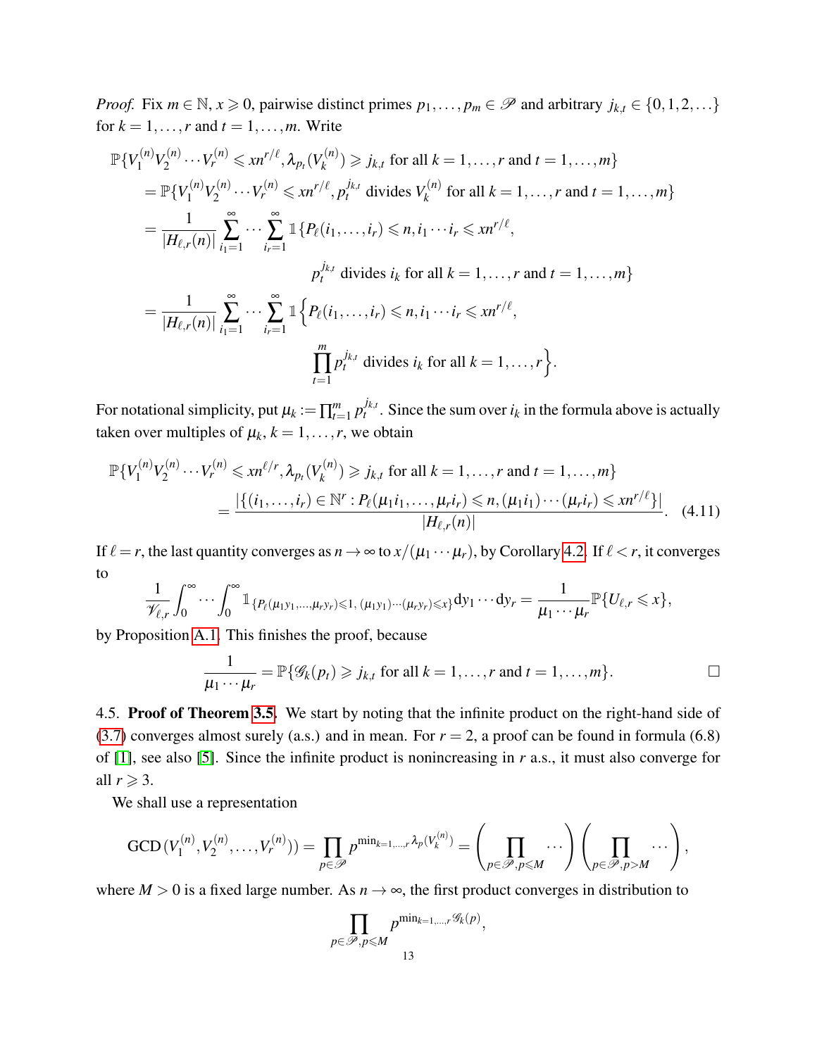*Proof.* Fix $m \in \mathbb{N}$, $x \geqslant 0$, pairwise distinct primes $p_1, \dots, p_m \in \mathscr{P}$ and arbitrary $j_{k,t} \in \{0,1,2,\dots\}$ for $k = 1,\dots,r$ and $t = 1,\dots,m$. Write

$$
\begin{aligned}
\mathbb{P}\{V_1^{(n)}V_2^{(n)}\cdots V_r^{(n)} \leqslant xn^{r/\ell}, \lambda_{p_t}(V_k^{(n)}) \geqslant j_{k,t} \text{ for all } k=1,\dots,r \text{ and } t=1,\dots,m\}\\
= \mathbb{P}\{V_1^{(n)}V_2^{(n)}\cdots V_r^{(n)} \leqslant xn^{r/\ell}, p_t^{j_{k,t}} \text{ divides } V_k^{(n)} \text{ for all } k=1,\dots,r \text{ and } t=1,\dots,m\}\\
= \frac{1}{|H_{\ell,r}(n)|}\sum_{i_1=1}^{\infty}\cdots\sum_{i_r=1}^{\infty}\mathbb{1}\{P_\ell(i_1,\dots,i_r)\leqslant n, i_1\cdots i_r \leqslant xn^{r/\ell},\\
p_t^{j_{k,t}} \text{ divides } i_k \text{ for all } k=1,\dots,r \text{ and } t=1,\dots,m\}\\
= \frac{1}{|H_{\ell,r}(n)|}\sum_{i_1=1}^{\infty}\cdots\sum_{i_r=1}^{\infty}\mathbb{1}\Big\{P_\ell(i_1,\dots,i_r)\leqslant n, i_1\cdots i_r \leqslant xn^{r/\ell},\\
\prod_{t=1}^{m} p_t^{j_{k,t}} \text{ divides } i_k \text{ for all } k=1,\dots,r\Big\}.
\end{aligned}
$$

For notational simplicity, put $\mu_k := \prod_{t=1}^{m} p_t^{j_{k,t}}$. Since the sum over $i_k$ in the formula above is actually taken over multiples of $\mu_k$, $k = 1,\dots,r$, we obtain

$$
\begin{aligned}
\mathbb{P}\{V_1^{(n)}V_2^{(n)}\cdots V_r^{(n)} \leqslant xn^{\ell/r}, \lambda_{p_t}(V_k^{(n)}) \geqslant j_{k,t} \text{ for all } k=1,\dots,r \text{ and } t=1,\dots,m\}\\
= \frac{|\{(i_1,\dots,i_r)\in\mathbb{N}^r : P_\ell(\mu_1 i_1,\dots,\mu_r i_r)\leqslant n, (\mu_1 i_1)\cdots(\mu_r i_r)\leqslant xn^{r/\ell}\}|}{|H_{\ell,r}(n)|}. \quad (4.11)
\end{aligned}
$$

If $\ell = r$, the last quantity converges as $n\to\infty$ to $x/(\mu_1\cdots\mu_r)$, by Corollary 4.2. If $\ell < r$, it converges to

$$
\frac{1}{\mathscr{V}_{\ell,r}}\int_0^{\infty}\cdots\int_0^{\infty}\mathbb{1}_{\{P_\ell(\mu_1 y_1,\dots,\mu_r y_r)\leqslant 1,\,(\mu_1 y_1)\cdots(\mu_r y_r)\leqslant x\}}\mathrm{d}y_1\cdots\mathrm{d}y_r = \frac{1}{\mu_1\cdots\mu_r}\mathbb{P}\{U_{\ell,r}\leqslant x\},
$$

by Proposition A.1. This finishes the proof, because

$$
\frac{1}{\mu_1\cdots\mu_r} = \mathbb{P}\{\mathscr{G}_k(p_t)\geqslant j_{k,t} \text{ for all } k=1,\dots,r \text{ and } t=1,\dots,m\}. \qquad \square
$$

4.5. **Proof of Theorem 3.5.** We start by noting that the infinite product on the right-hand side of (3.7) converges almost surely (a.s.) and in mean. For $r = 2$, a proof can be found in formula (6.8) of [1], see also [5]. Since the infinite product is nonincreasing in $r$ a.s., it must also converge for all $r \geqslant 3$.

We shall use a representation

$$
\mathrm{GCD}\,(V_1^{(n)},V_2^{(n)},\dots,V_r^{(n)})) = \prod_{p\in\mathscr{P}} p^{\min_{k=1,\dots,r}\lambda_p(V_k^{(n)})} = \Bigg(\prod_{p\in\mathscr{P},p\leqslant M}\cdots\Bigg)\Bigg(\prod_{p\in\mathscr{P},p>M}\cdots\Bigg),
$$

where $M > 0$ is a fixed large number. As $n\to\infty$, the first product converges in distribution to

$$
\prod_{p\in\mathscr{P},p\leqslant M} p^{\min_{k=1,\dots,r}\mathscr{G}_k(p)},
$$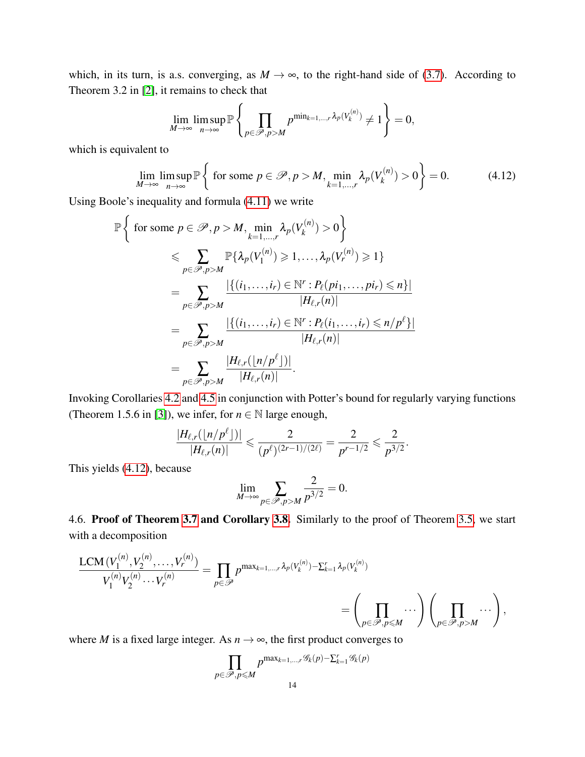which, in its turn, is a.s. converging, as $M \to \infty$, to the right-hand side of (3.7). According to Theorem 3.2 in [2], it remains to check that

$$\lim_{M\to\infty} \limsup_{n\to\infty} \mathbb{P}\left\{ \prod_{p\in\mathscr{P}, p>M} p^{\min_{k=1,\dots,r} \lambda_p(V_k^{(n)})} \neq 1 \right\} = 0,$$

which is equivalent to

$$\lim_{M\to\infty} \limsup_{n\to\infty} \mathbb{P}\left\{ \text{ for some } p\in\mathscr{P}, p>M, \min_{k=1,\dots,r} \lambda_p(V_k^{(n)}) > 0 \right\} = 0. \tag{4.12}$$

Using Boole's inequality and formula (4.11) we write

$$\begin{aligned}
\mathbb{P}&\left\{ \text{ for some } p\in\mathscr{P}, p>M, \min_{k=1,\dots,r} \lambda_p(V_k^{(n)}) > 0 \right\} \\
&\leqslant \sum_{p\in\mathscr{P}, p>M} \mathbb{P}\{\lambda_p(V_1^{(n)}) \geqslant 1, \dots, \lambda_p(V_r^{(n)}) \geqslant 1\} \\
&= \sum_{p\in\mathscr{P}, p>M} \frac{|\{(i_1,\dots,i_r)\in\mathbb{N}^r : P_\ell(pi_1,\dots,pi_r)\leqslant n\}|}{|H_{\ell,r}(n)|} \\
&= \sum_{p\in\mathscr{P}, p>M} \frac{|\{(i_1,\dots,i_r)\in\mathbb{N}^r : P_\ell(i_1,\dots,i_r)\leqslant n/p^\ell\}|}{|H_{\ell,r}(n)|} \\
&= \sum_{p\in\mathscr{P}, p>M} \frac{|H_{\ell,r}(\lfloor n/p^\ell \rfloor)|}{|H_{\ell,r}(n)|}.
\end{aligned}$$

Invoking Corollaries 4.2 and 4.5 in conjunction with Potter's bound for regularly varying functions (Theorem 1.5.6 in [3]), we infer, for $n \in \mathbb{N}$ large enough,

$$\frac{|H_{\ell,r}(\lfloor n/p^\ell \rfloor)|}{|H_{\ell,r}(n)|} \leqslant \frac{2}{(p^\ell)^{(2r-1)/(2\ell)}} = \frac{2}{p^{r-1/2}} \leqslant \frac{2}{p^{3/2}}.$$

This yields (4.12), because

$$\lim_{M\to\infty} \sum_{p\in\mathscr{P}, p>M} \frac{2}{p^{3/2}} = 0.$$

4.6. **Proof of Theorem 3.7 and Corollary 3.8.** Similarly to the proof of Theorem 3.5, we start with a decomposition

$$\begin{aligned}
\frac{\mathrm{LCM}\,(V_1^{(n)}, V_2^{(n)}, \dots, V_r^{(n)})}{V_1^{(n)} V_2^{(n)} \cdots V_r^{(n)}} &= \prod_{p\in\mathscr{P}} p^{\max_{k=1,\dots,r} \lambda_p(V_k^{(n)}) - \sum_{k=1}^r \lambda_p(V_k^{(n)})} \\
&= \left( \prod_{p\in\mathscr{P}, p\leqslant M} \cdots \right) \left( \prod_{p\in\mathscr{P}, p>M} \cdots \right),
\end{aligned}$$

where $M$ is a fixed large integer. As $n \to \infty$, the first product converges to

$$\prod_{p\in\mathscr{P}, p\leqslant M} p^{\max_{k=1,\dots,r} \mathscr{G}_k(p) - \sum_{k=1}^r \mathscr{G}_k(p)}$$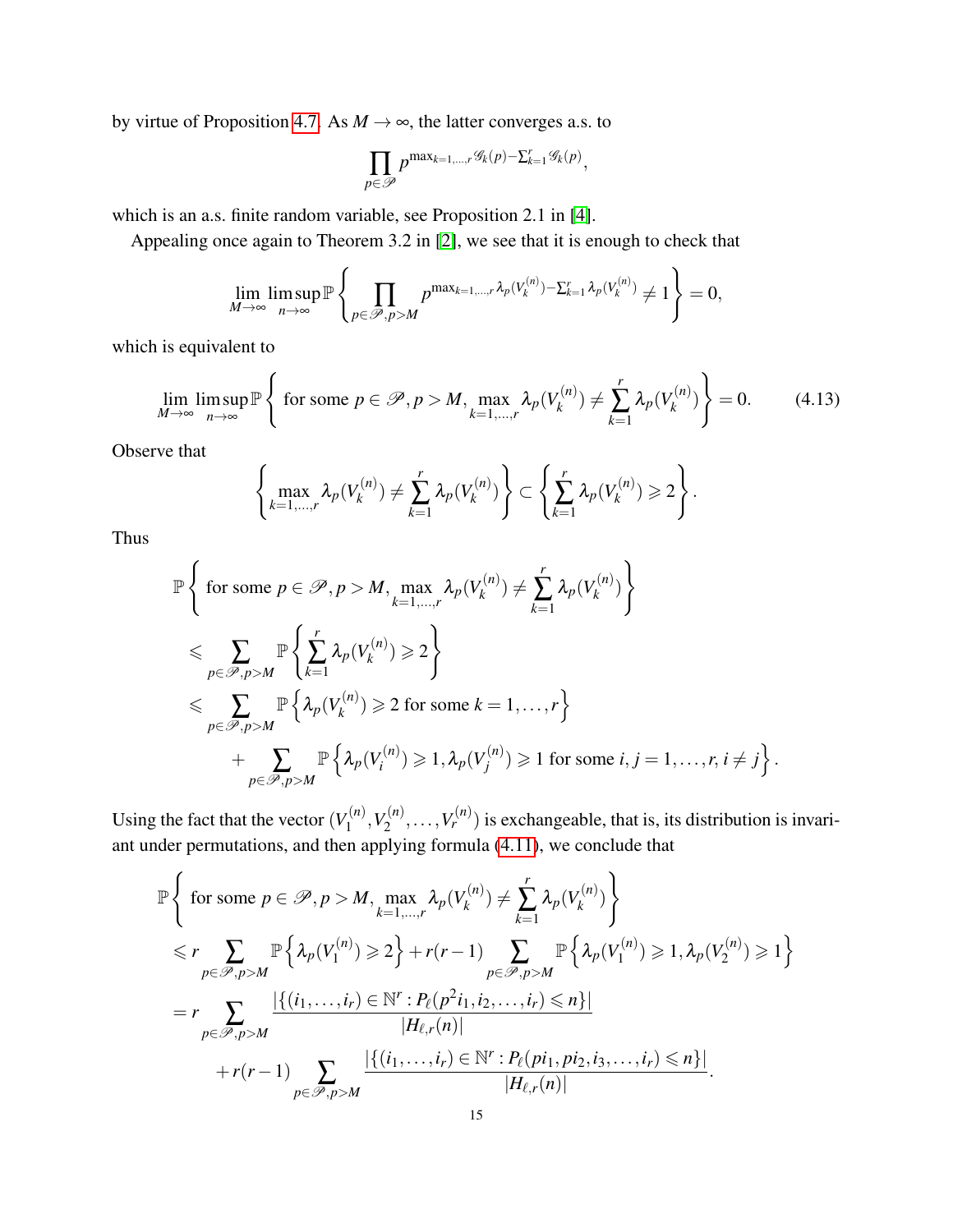by virtue of Proposition 4.7. As $M \to \infty$, the latter converges a.s. to

$$\prod_{p\in\mathscr{P}} p^{\max_{k=1,\dots,r}\mathscr{G}_k(p)-\sum_{k=1}^r \mathscr{G}_k(p)},$$

which is an a.s. finite random variable, see Proposition 2.1 in [4].

Appealing once again to Theorem 3.2 in [2], we see that it is enough to check that

$$\lim_{M\to\infty}\limsup_{n\to\infty}\mathbb{P}\left\{\prod_{p\in\mathscr{P},p>M} p^{\max_{k=1,\dots,r}\lambda_p(V_k^{(n)})-\sum_{k=1}^r\lambda_p(V_k^{(n)})}\neq 1\right\}=0,$$

which is equivalent to

$$\lim_{M\to\infty}\limsup_{n\to\infty}\mathbb{P}\left\{\text{ for some } p\in\mathscr{P}, p>M,\ \max_{k=1,\dots,r}\lambda_p(V_k^{(n)})\neq\sum_{k=1}^r\lambda_p(V_k^{(n)})\right\}=0. \tag{4.13}$$

Observe that

$$\left\{\max_{k=1,\dots,r}\lambda_p(V_k^{(n)})\neq\sum_{k=1}^r\lambda_p(V_k^{(n)})\right\}\subset\left\{\sum_{k=1}^r\lambda_p(V_k^{(n)})\geqslant 2\right\}.$$

Thus

$$\begin{aligned}
&\mathbb{P}\left\{\text{ for some } p\in\mathscr{P}, p>M,\ \max_{k=1,\dots,r}\lambda_p(V_k^{(n)})\neq\sum_{k=1}^r\lambda_p(V_k^{(n)})\right\}\\
&\leqslant\sum_{p\in\mathscr{P},p>M}\mathbb{P}\left\{\sum_{k=1}^r\lambda_p(V_k^{(n)})\geqslant 2\right\}\\
&\leqslant\sum_{p\in\mathscr{P},p>M}\mathbb{P}\left\{\lambda_p(V_k^{(n)})\geqslant 2 \text{ for some } k=1,\dots,r\right\}\\
&\quad+\sum_{p\in\mathscr{P},p>M}\mathbb{P}\left\{\lambda_p(V_i^{(n)})\geqslant 1,\lambda_p(V_j^{(n)})\geqslant 1 \text{ for some } i,j=1,\dots,r,\, i\neq j\right\}.
\end{aligned}$$

Using the fact that the vector $(V_1^{(n)},V_2^{(n)},\dots,V_r^{(n)})$ is exchangeable, that is, its distribution is invariant under permutations, and then applying formula (4.11), we conclude that

$$\begin{aligned}
&\mathbb{P}\left\{\text{ for some } p\in\mathscr{P}, p>M,\ \max_{k=1,\dots,r}\lambda_p(V_k^{(n)})\neq\sum_{k=1}^r\lambda_p(V_k^{(n)})\right\}\\
&\leqslant r\sum_{p\in\mathscr{P},p>M}\mathbb{P}\left\{\lambda_p(V_1^{(n)})\geqslant 2\right\}+r(r-1)\sum_{p\in\mathscr{P},p>M}\mathbb{P}\left\{\lambda_p(V_1^{(n)})\geqslant 1,\lambda_p(V_2^{(n)})\geqslant 1\right\}\\
&=r\sum_{p\in\mathscr{P},p>M}\frac{|\{(i_1,\dots,i_r)\in\mathbb{N}^r : P_\ell(p^2 i_1,i_2,\dots,i_r)\leqslant n\}|}{|H_{\ell,r}(n)|}\\
&\quad+r(r-1)\sum_{p\in\mathscr{P},p>M}\frac{|\{(i_1,\dots,i_r)\in\mathbb{N}^r : P_\ell(p i_1,p i_2,i_3,\dots,i_r)\leqslant n\}|}{|H_{\ell,r}(n)|}.
\end{aligned}$$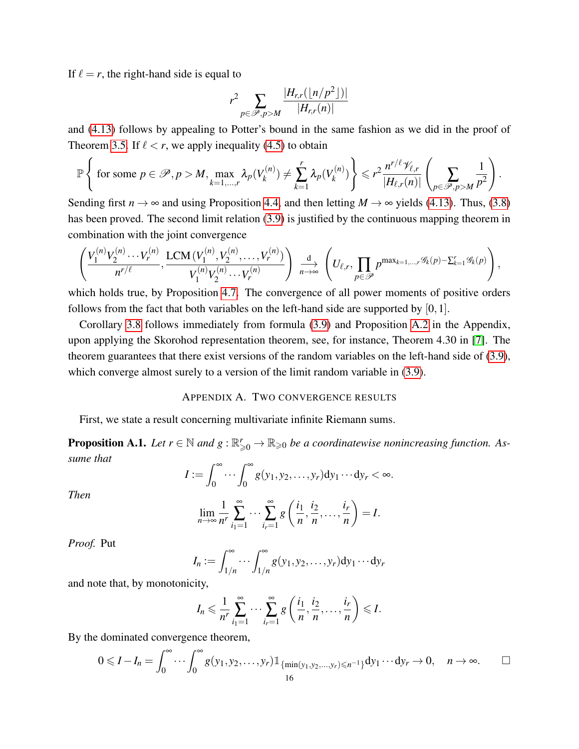If $\ell = r$, the right-hand side is equal to

$$r^2 \sum_{p\in\mathscr{P},p>M} \frac{|H_{r,r}(\lfloor n/p^2 \rfloor)|}{|H_{r,r}(n)|}$$

and (4.13) follows by appealing to Potter's bound in the same fashion as we did in the proof of Theorem 3.5. If $\ell < r$, we apply inequality (4.5) to obtain

$$\mathbb{P}\left\{ \text{for some } p\in\mathscr{P}, p>M,\ \max_{k=1,\ldots,r} \lambda_p(V_k^{(n)}) \neq \sum_{k=1}^r \lambda_p(V_k^{(n)}) \right\} \leqslant r^2 \frac{n^{r/\ell}\mathscr{V}_{\ell,r}}{|H_{\ell,r}(n)|}\left(\sum_{p\in\mathscr{P},p>M} \frac{1}{p^2}\right).$$

Sending first $n\to\infty$ and using Proposition 4.4 and then letting $M\to\infty$ yields (4.13). Thus, (3.8) has been proved. The second limit relation (3.9) is justified by the continuous mapping theorem in combination with the joint convergence

$$\left(\frac{V_1^{(n)}V_2^{(n)}\cdots V_r^{(n)}}{n^{r/\ell}}, \frac{\mathrm{LCM}\,(V_1^{(n)},V_2^{(n)},\ldots,V_r^{(n)})}{V_1^{(n)}V_2^{(n)}\cdots V_r^{(n)}}\right) \overset{\mathrm{d}}{\underset{n\to\infty}{\longrightarrow}} \left(U_{\ell,r}, \prod_{p\in\mathscr{P}} p^{\max_{k=1,\ldots,r}\mathscr{G}_k(p)-\sum_{k=1}^r \mathscr{G}_k(p)}\right),$$

which holds true, by Proposition 4.7. The convergence of all power moments of positive orders follows from the fact that both variables on the left-hand side are supported by $[0,1]$.

Corollary 3.8 follows immediately from formula (3.9) and Proposition A.2 in the Appendix, upon applying the Skorohod representation theorem, see, for instance, Theorem 4.30 in [7]. The theorem guarantees that there exist versions of the random variables on the left-hand side of (3.9), which converge almost surely to a version of the limit random variable in (3.9).

## Appendix A. Two convergence results

First, we state a result concerning multivariate infinite Riemann sums.

**Proposition A.1.** *Let $r\in\mathbb{N}$ and $g:\mathbb{R}_{\geqslant 0}^r\to\mathbb{R}_{\geqslant 0}$ be a coordinatewise nonincreasing function. Assume that*

$$I := \int_0^\infty\cdots\int_0^\infty g(y_1,y_2,\ldots,y_r)\mathrm{d}y_1\cdots\mathrm{d}y_r < \infty.$$

*Then*

$$\lim_{n\to\infty}\frac{1}{n^r}\sum_{i_1=1}^\infty\cdots\sum_{i_r=1}^\infty g\left(\frac{i_1}{n},\frac{i_2}{n},\ldots,\frac{i_r}{n}\right) = I.$$

*Proof.* Put

$$I_n := \int_{1/n}^\infty\cdots\int_{1/n}^\infty g(y_1,y_2,\ldots,y_r)\mathrm{d}y_1\cdots\mathrm{d}y_r$$

and note that, by monotonicity,

$$I_n \leqslant \frac{1}{n^r}\sum_{i_1=1}^\infty\cdots\sum_{i_r=1}^\infty g\left(\frac{i_1}{n},\frac{i_2}{n},\ldots,\frac{i_r}{n}\right) \leqslant I.$$

By the dominated convergence theorem,

$$0\leqslant I-I_n = \int_0^\infty\cdots\int_0^\infty g(y_1,y_2,\ldots,y_r)\mathbb{1}_{\{\min(y_1,y_2,\ldots,y_r)\leqslant n^{-1}\}}\mathrm{d}y_1\cdots\mathrm{d}y_r \to 0,\quad n\to\infty.$$

□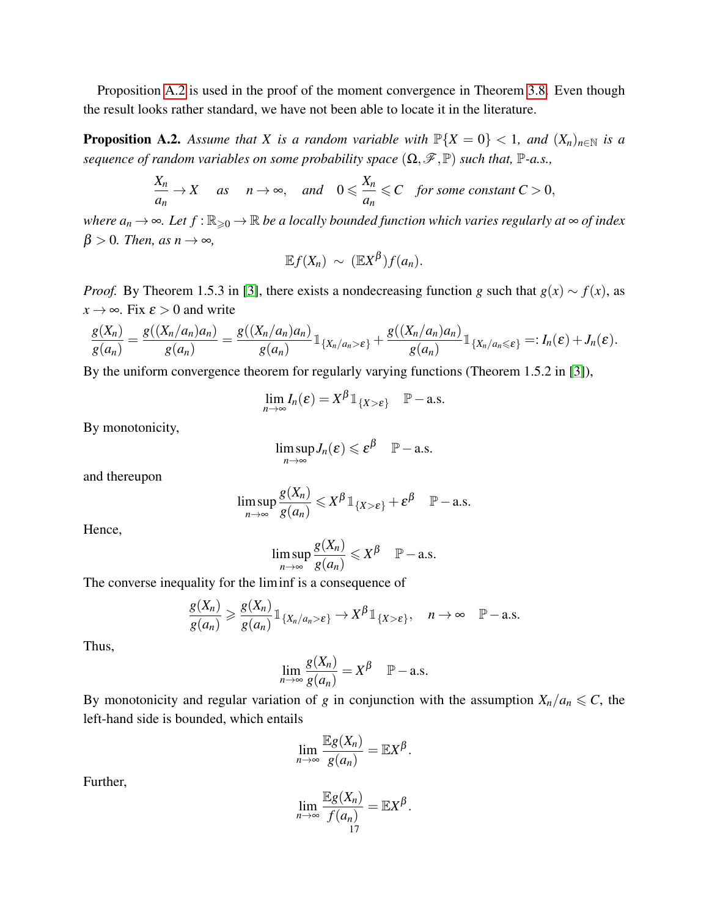Proposition A.2 is used in the proof of the moment convergence in Theorem 3.8. Even though the result looks rather standard, we have not been able to locate it in the literature.

**Proposition A.2.** *Assume that $X$ is a random variable with $\mathbb{P}\{X=0\}<1$, and $(X_n)_{n\in\mathbb{N}}$ is a sequence of random variables on some probability space $(\Omega,\mathscr{F},\mathbb{P})$ such that, $\mathbb{P}$-a.s.,*

$$\frac{X_n}{a_n}\to X \quad \text{as} \quad n\to\infty, \quad \text{and} \quad 0\leqslant \frac{X_n}{a_n}\leqslant C \quad \text{for some constant } C>0,$$

*where $a_n\to\infty$. Let $f:\mathbb{R}_{\geqslant 0}\to\mathbb{R}$ be a locally bounded function which varies regularly at $\infty$ of index $\beta>0$. Then, as $n\to\infty$,*

$$\mathbb{E}f(X_n)\ \sim\ (\mathbb{E}X^{\beta})f(a_n).$$

*Proof.* By Theorem 1.5.3 in [3], there exists a nondecreasing function $g$ such that $g(x)\sim f(x)$, as $x\to\infty$. Fix $\varepsilon>0$ and write

$$\frac{g(X_n)}{g(a_n)}=\frac{g((X_n/a_n)a_n)}{g(a_n)}=\frac{g((X_n/a_n)a_n)}{g(a_n)}\mathbb{1}_{\{X_n/a_n>\varepsilon\}}+\frac{g((X_n/a_n)a_n)}{g(a_n)}\mathbb{1}_{\{X_n/a_n\leqslant\varepsilon\}}=:I_n(\varepsilon)+J_n(\varepsilon).$$

By the uniform convergence theorem for regularly varying functions (Theorem 1.5.2 in [3]),

$$\lim_{n\to\infty}I_n(\varepsilon)=X^{\beta}\mathbb{1}_{\{X>\varepsilon\}}\quad \mathbb{P}-\text{a.s.}$$

By monotonicity,

$$\limsup_{n\to\infty}J_n(\varepsilon)\leqslant\varepsilon^{\beta}\quad \mathbb{P}-\text{a.s.}$$

and thereupon

$$\limsup_{n\to\infty}\frac{g(X_n)}{g(a_n)}\leqslant X^{\beta}\mathbb{1}_{\{X>\varepsilon\}}+\varepsilon^{\beta}\quad \mathbb{P}-\text{a.s.}$$

Hence,

$$\limsup_{n\to\infty}\frac{g(X_n)}{g(a_n)}\leqslant X^{\beta}\quad \mathbb{P}-\text{a.s.}$$

The converse inequality for the lim inf is a consequence of

$$\frac{g(X_n)}{g(a_n)}\geqslant\frac{g(X_n)}{g(a_n)}\mathbb{1}_{\{X_n/a_n>\varepsilon\}}\to X^{\beta}\mathbb{1}_{\{X>\varepsilon\}},\quad n\to\infty\quad \mathbb{P}-\text{a.s.}$$

Thus,

$$\lim_{n\to\infty}\frac{g(X_n)}{g(a_n)}=X^{\beta}\quad \mathbb{P}-\text{a.s.}$$

By monotonicity and regular variation of $g$ in conjunction with the assumption $X_n/a_n\leqslant C$, the left-hand side is bounded, which entails

$$\lim_{n\to\infty}\frac{\mathbb{E}g(X_n)}{g(a_n)}=\mathbb{E}X^{\beta}.$$

Further,

$$\lim_{n\to\infty}\frac{\mathbb{E}g(X_n)}{f(a_n)}=\mathbb{E}X^{\beta}.$$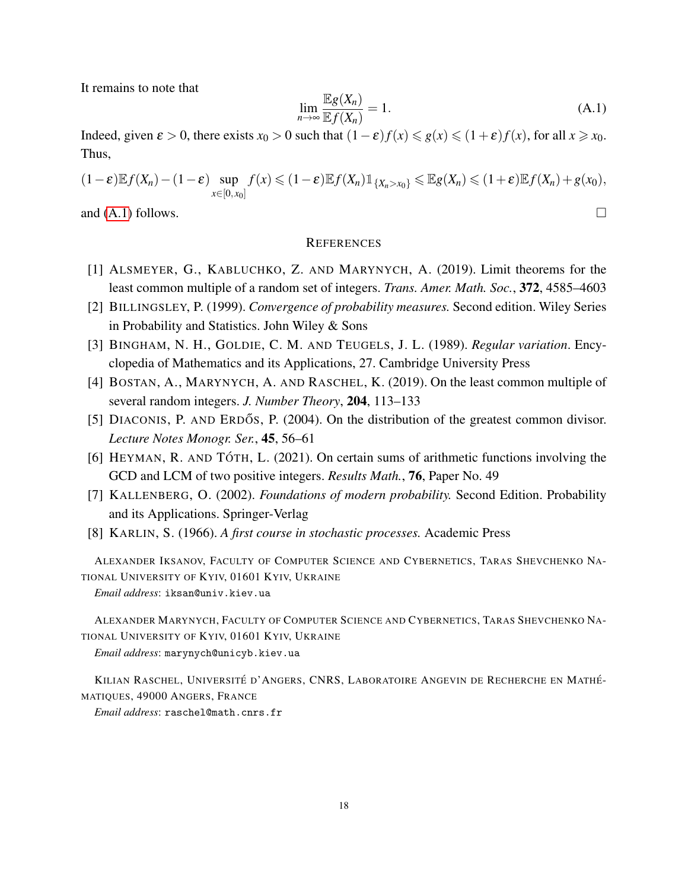It remains to note that

$$\lim_{n\to\infty} \frac{\mathbb{E}g(X_n)}{\mathbb{E}f(X_n)} = 1. \tag{A.1}$$

Indeed, given $\varepsilon > 0$, there exists $x_0 > 0$ such that $(1-\varepsilon)f(x) \leqslant g(x) \leqslant (1+\varepsilon)f(x)$, for all $x \geqslant x_0$. Thus,

$$(1-\varepsilon)\mathbb{E}f(X_n) - (1-\varepsilon)\sup_{x\in[0,x_0]} f(x) \leqslant (1-\varepsilon)\mathbb{E}f(X_n)\mathbb{1}_{\{X_n > x_0\}} \leqslant \mathbb{E}g(X_n) \leqslant (1+\varepsilon)\mathbb{E}f(X_n) + g(x_0),$$

and (A.1) follows. $\square$

## References

[1] Alsmeyer, G., Kabluchko, Z. and Marynych, A. (2019). Limit theorems for the least common multiple of a random set of integers. *Trans. Amer. Math. Soc.*, **372**, 4585–4603

[2] Billingsley, P. (1999). *Convergence of probability measures.* Second edition. Wiley Series in Probability and Statistics. John Wiley & Sons

[3] Bingham, N. H., Goldie, C. M. and Teugels, J. L. (1989). *Regular variation*. Encyclopedia of Mathematics and its Applications, 27. Cambridge University Press

[4] Bostan, A., Marynych, A. and Raschel, K. (2019). On the least common multiple of several random integers. *J. Number Theory*, **204**, 113–133

[5] Diaconis, P. and Erdős, P. (2004). On the distribution of the greatest common divisor. *Lecture Notes Monogr. Ser.*, **45**, 56–61

[6] Heyman, R. and Tóth, L. (2021). On certain sums of arithmetic functions involving the GCD and LCM of two positive integers. *Results Math.*, **76**, Paper No. 49

[7] Kallenberg, O. (2002). *Foundations of modern probability.* Second Edition. Probability and its Applications. Springer-Verlag

[8] Karlin, S. (1966). *A first course in stochastic processes.* Academic Press

Alexander Iksanov, Faculty of Computer Science and Cybernetics, Taras Shevchenko National University of Kyiv, 01601 Kyiv, Ukraine

*Email address*: iksan@univ.kiev.ua

Alexander Marynych, Faculty of Computer Science and Cybernetics, Taras Shevchenko National University of Kyiv, 01601 Kyiv, Ukraine

*Email address*: marynych@unicyb.kiev.ua

Kilian Raschel, Université d'Angers, CNRS, Laboratoire Angevin de Recherche en Mathématiques, 49000 Angers, France

*Email address*: raschel@math.cnrs.fr